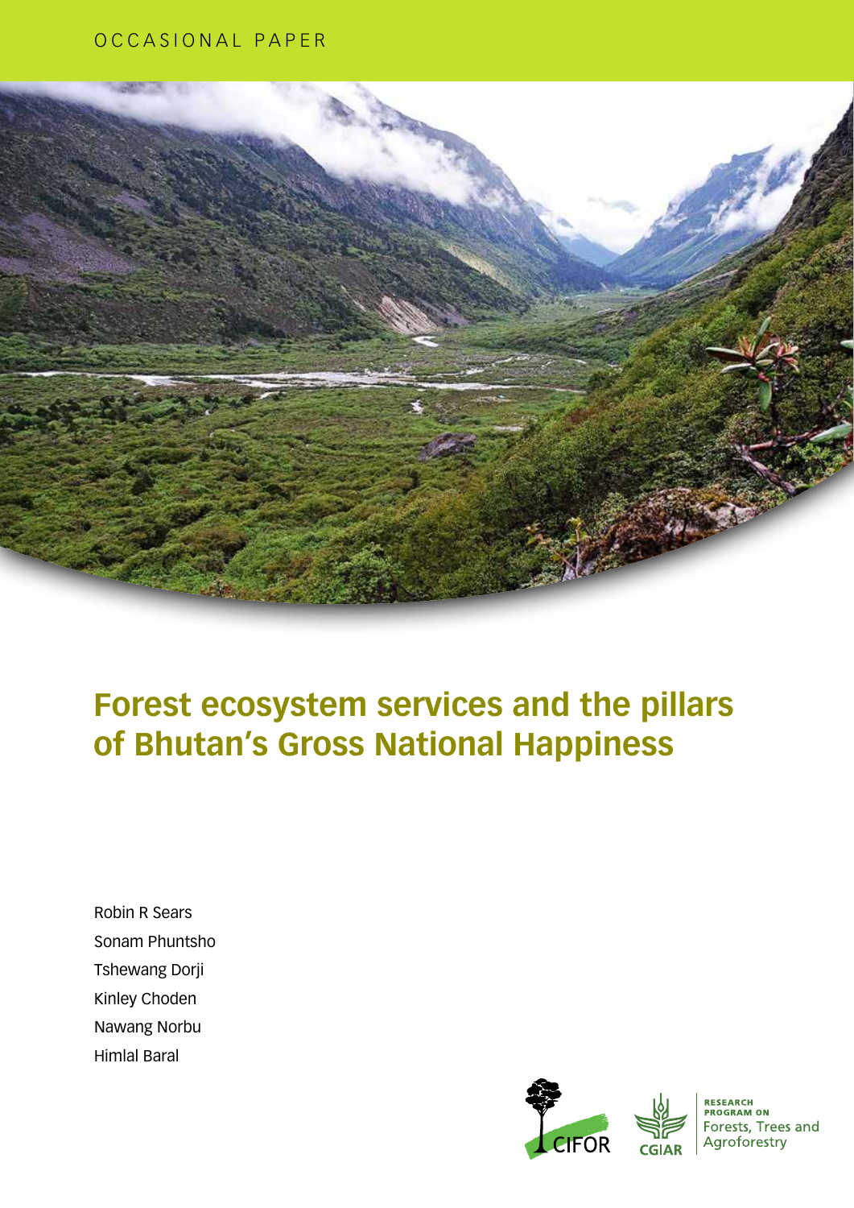OCCASIONAL PAPER

# Forest ecosystem services and the pillars of Bhutan's Gross National Happiness

Robin R Sears

Sonam Phuntsho

Tshewang Dorji

Kinley Choden

Nawang Norbu

Himlal Baral

CIFOR

CGIAR

RESEARCH PROGRAM ON Forests, Trees and Agroforestry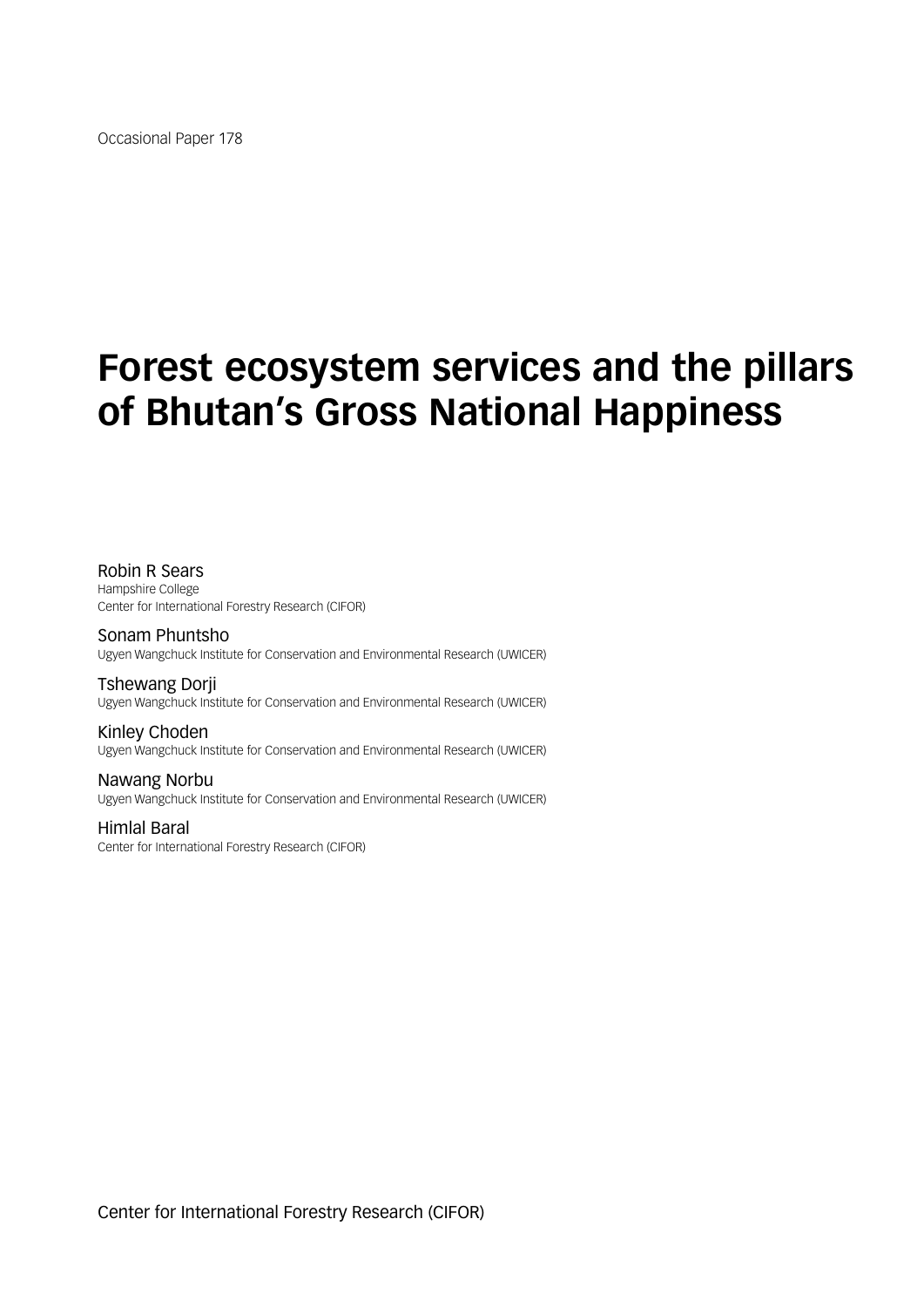Occasional Paper 178

# Forest ecosystem services and the pillars of Bhutan's Gross National Happiness

Robin R Sears
Hampshire College
Center for International Forestry Research (CIFOR)

Sonam Phuntsho
Ugyen Wangchuck Institute for Conservation and Environmental Research (UWICER)

Tshewang Dorji
Ugyen Wangchuck Institute for Conservation and Environmental Research (UWICER)

Kinley Choden
Ugyen Wangchuck Institute for Conservation and Environmental Research (UWICER)

Nawang Norbu
Ugyen Wangchuck Institute for Conservation and Environmental Research (UWICER)

Himlal Baral
Center for International Forestry Research (CIFOR)

Center for International Forestry Research (CIFOR)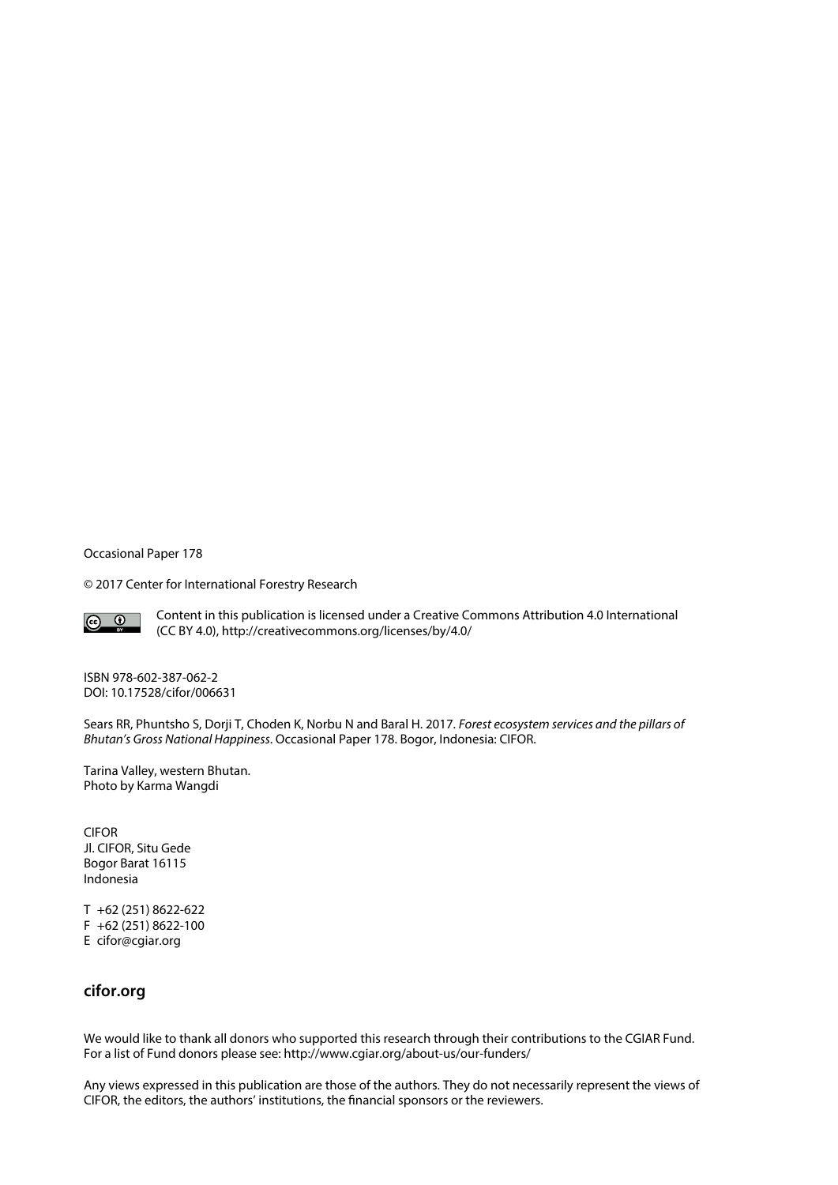Occasional Paper 178

© 2017 Center for International Forestry Research

Content in this publication is licensed under a Creative Commons Attribution 4.0 International (CC BY 4.0), http://creativecommons.org/licenses/by/4.0/

ISBN 978-602-387-062-2
DOI: 10.17528/cifor/006631

Sears RR, Phuntsho S, Dorji T, Choden K, Norbu N and Baral H. 2017. *Forest ecosystem services and the pillars of Bhutan's Gross National Happiness*. Occasional Paper 178. Bogor, Indonesia: CIFOR.

Tarina Valley, western Bhutan.
Photo by Karma Wangdi

CIFOR
Jl. CIFOR, Situ Gede
Bogor Barat 16115
Indonesia

T +62 (251) 8622-622
F +62 (251) 8622-100
E cifor@cgiar.org

**cifor.org**

We would like to thank all donors who supported this research through their contributions to the CGIAR Fund. For a list of Fund donors please see: http://www.cgiar.org/about-us/our-funders/

Any views expressed in this publication are those of the authors. They do not necessarily represent the views of CIFOR, the editors, the authors' institutions, the financial sponsors or the reviewers.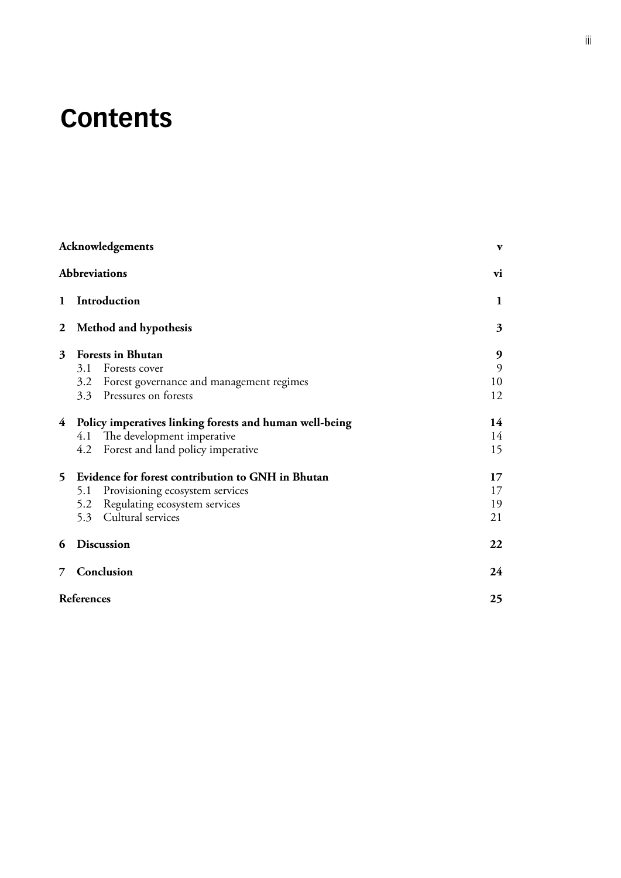# Contents

| | |
|---|---|
| **Acknowledgements** | **v** |
| **Abbreviations** | **vi** |
| **1 Introduction** | **1** |
| **2 Method and hypothesis** | **3** |
| **3 Forests in Bhutan** | **9** |
| 3.1 Forests cover | 9 |
| 3.2 Forest governance and management regimes | 10 |
| 3.3 Pressures on forests | 12 |
| **4 Policy imperatives linking forests and human well-being** | **14** |
| 4.1 The development imperative | 14 |
| 4.2 Forest and land policy imperative | 15 |
| **5 Evidence for forest contribution to GNH in Bhutan** | **17** |
| 5.1 Provisioning ecosystem services | 17 |
| 5.2 Regulating ecosystem services | 19 |
| 5.3 Cultural services | 21 |
| **6 Discussion** | **22** |
| **7 Conclusion** | **24** |
| **References** | **25** |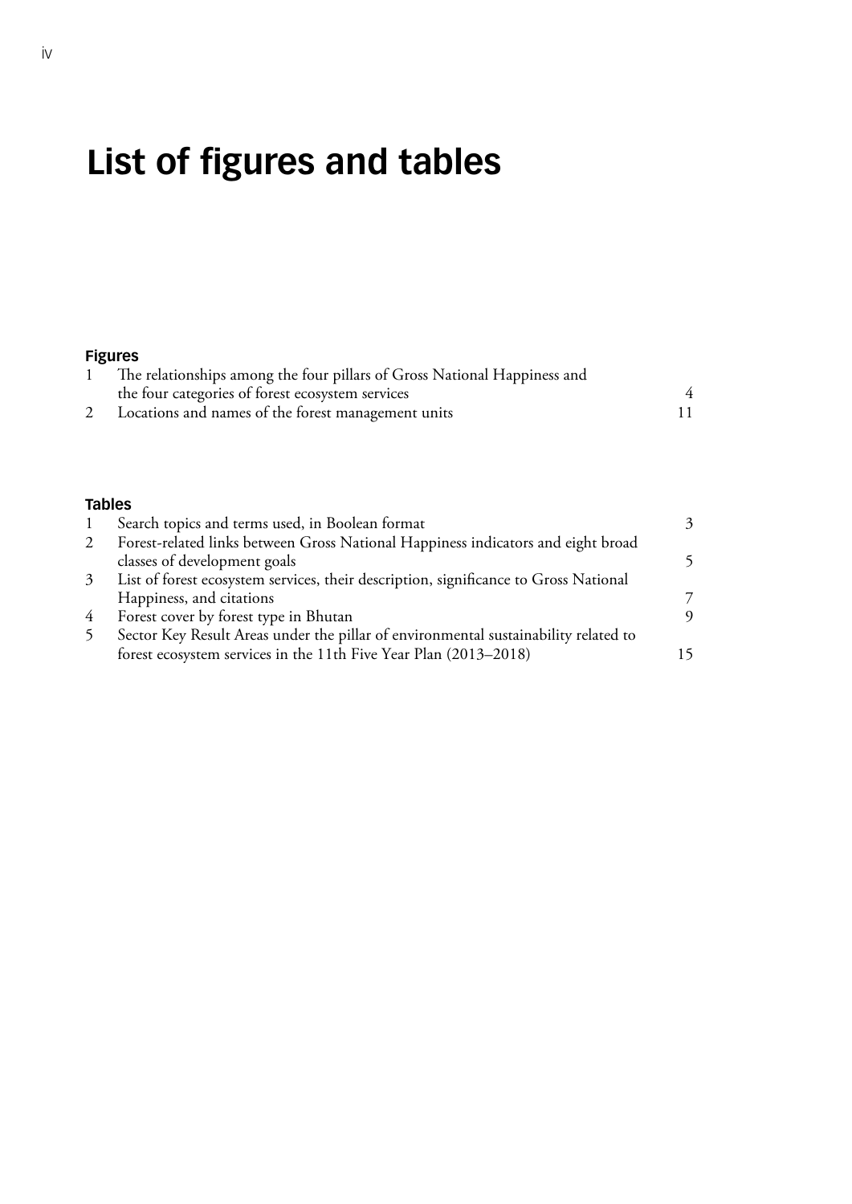# List of figures and tables

## Figures

| | | |
|---|---|---|
| 1 | The relationships among the four pillars of Gross National Happiness and the four categories of forest ecosystem services | 4 |
| 2 | Locations and names of the forest management units | 11 |

## Tables

| | | |
|---|---|---|
| 1 | Search topics and terms used, in Boolean format | 3 |
| 2 | Forest-related links between Gross National Happiness indicators and eight broad classes of development goals | 5 |
| 3 | List of forest ecosystem services, their description, significance to Gross National Happiness, and citations | 7 |
| 4 | Forest cover by forest type in Bhutan | 9 |
| 5 | Sector Key Result Areas under the pillar of environmental sustainability related to forest ecosystem services in the 11th Five Year Plan (2013–2018) | 15 |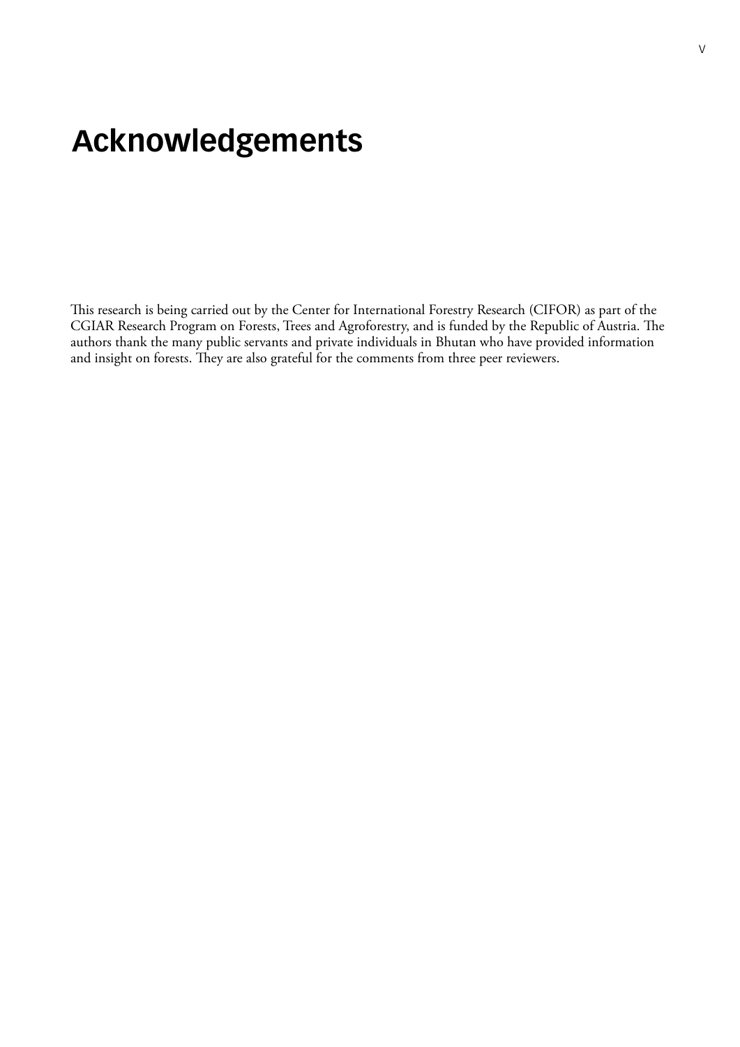# Acknowledgements

This research is being carried out by the Center for International Forestry Research (CIFOR) as part of the CGIAR Research Program on Forests, Trees and Agroforestry, and is funded by the Republic of Austria. The authors thank the many public servants and private individuals in Bhutan who have provided information and insight on forests. They are also grateful for the comments from three peer reviewers.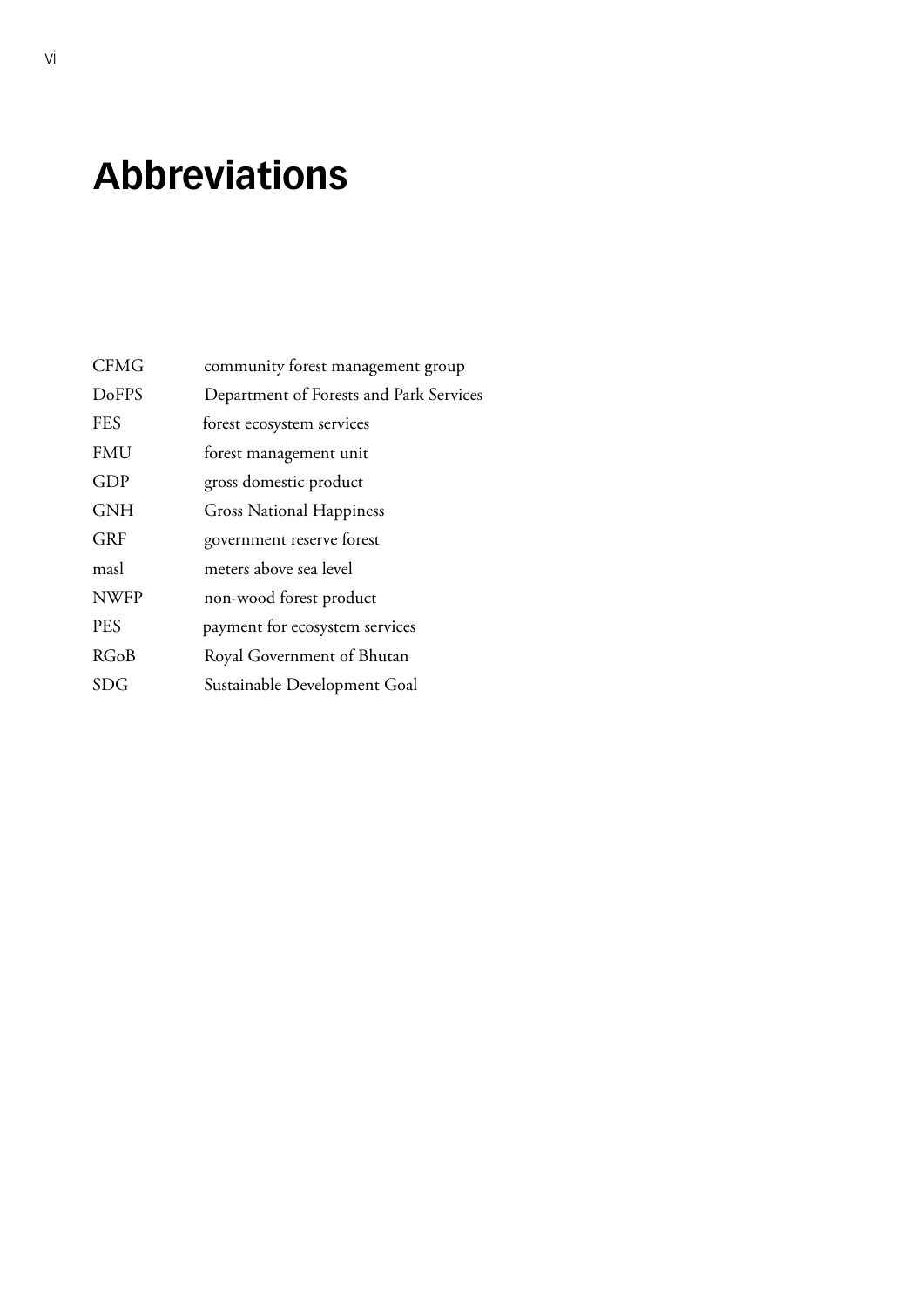# Abbreviations

| | |
|---|---|
| CFMG | community forest management group |
| DoFPS | Department of Forests and Park Services |
| FES | forest ecosystem services |
| FMU | forest management unit |
| GDP | gross domestic product |
| GNH | Gross National Happiness |
| GRF | government reserve forest |
| masl | meters above sea level |
| NWFP | non-wood forest product |
| PES | payment for ecosystem services |
| RGoB | Royal Government of Bhutan |
| SDG | Sustainable Development Goal |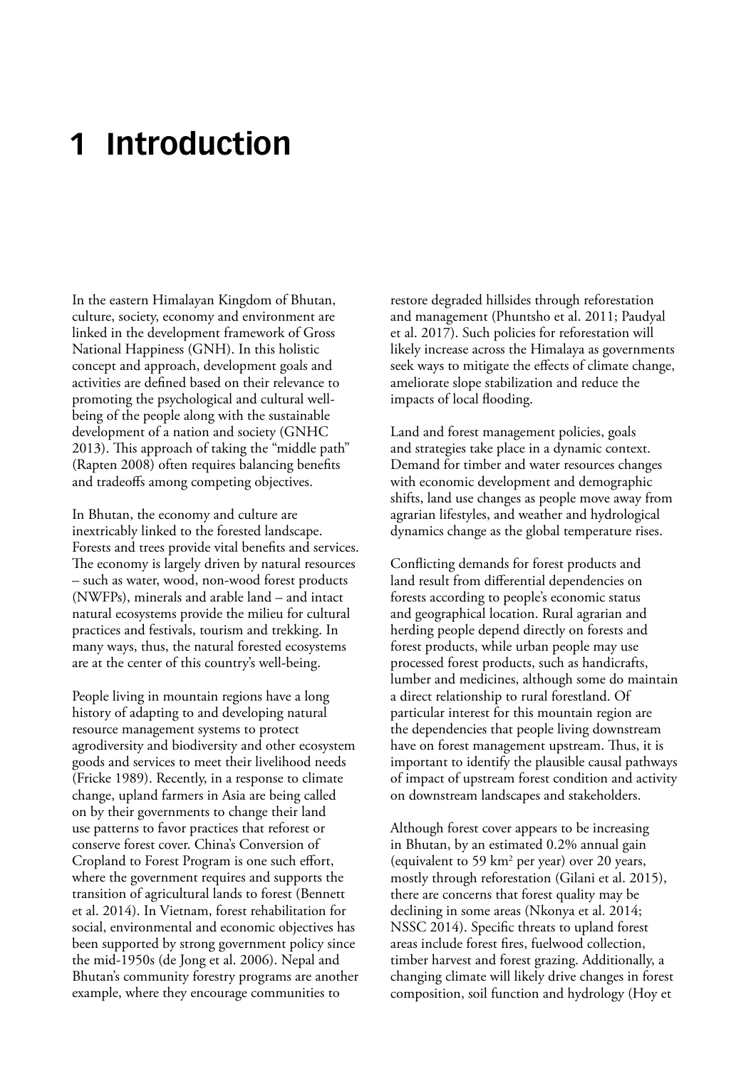# 1 Introduction

In the eastern Himalayan Kingdom of Bhutan, culture, society, economy and environment are linked in the development framework of Gross National Happiness (GNH). In this holistic concept and approach, development goals and activities are defined based on their relevance to promoting the psychological and cultural well-being of the people along with the sustainable development of a nation and society (GNHC 2013). This approach of taking the "middle path" (Rapten 2008) often requires balancing benefits and tradeoffs among competing objectives.

In Bhutan, the economy and culture are inextricably linked to the forested landscape. Forests and trees provide vital benefits and services. The economy is largely driven by natural resources – such as water, wood, non-wood forest products (NWFPs), minerals and arable land – and intact natural ecosystems provide the milieu for cultural practices and festivals, tourism and trekking. In many ways, thus, the natural forested ecosystems are at the center of this country's well-being.

People living in mountain regions have a long history of adapting to and developing natural resource management systems to protect agrodiversity and biodiversity and other ecosystem goods and services to meet their livelihood needs (Fricke 1989). Recently, in a response to climate change, upland farmers in Asia are being called on by their governments to change their land use patterns to favor practices that reforest or conserve forest cover. China's Conversion of Cropland to Forest Program is one such effort, where the government requires and supports the transition of agricultural lands to forest (Bennett et al. 2014). In Vietnam, forest rehabilitation for social, environmental and economic objectives has been supported by strong government policy since the mid-1950s (de Jong et al. 2006). Nepal and Bhutan's community forestry programs are another example, where they encourage communities to restore degraded hillsides through reforestation and management (Phuntsho et al. 2011; Paudyal et al. 2017). Such policies for reforestation will likely increase across the Himalaya as governments seek ways to mitigate the effects of climate change, ameliorate slope stabilization and reduce the impacts of local flooding.

Land and forest management policies, goals and strategies take place in a dynamic context. Demand for timber and water resources changes with economic development and demographic shifts, land use changes as people move away from agrarian lifestyles, and weather and hydrological dynamics change as the global temperature rises.

Conflicting demands for forest products and land result from differential dependencies on forests according to people's economic status and geographical location. Rural agrarian and herding people depend directly on forests and forest products, while urban people may use processed forest products, such as handicrafts, lumber and medicines, although some do maintain a direct relationship to rural forestland. Of particular interest for this mountain region are the dependencies that people living downstream have on forest management upstream. Thus, it is important to identify the plausible causal pathways of impact of upstream forest condition and activity on downstream landscapes and stakeholders.

Although forest cover appears to be increasing in Bhutan, by an estimated 0.2% annual gain (equivalent to 59 km$^2$ per year) over 20 years, mostly through reforestation (Gilani et al. 2015), there are concerns that forest quality may be declining in some areas (Nkonya et al. 2014; NSSC 2014). Specific threats to upland forest areas include forest fires, fuelwood collection, timber harvest and forest grazing. Additionally, a changing climate will likely drive changes in forest composition, soil function and hydrology (Hoy et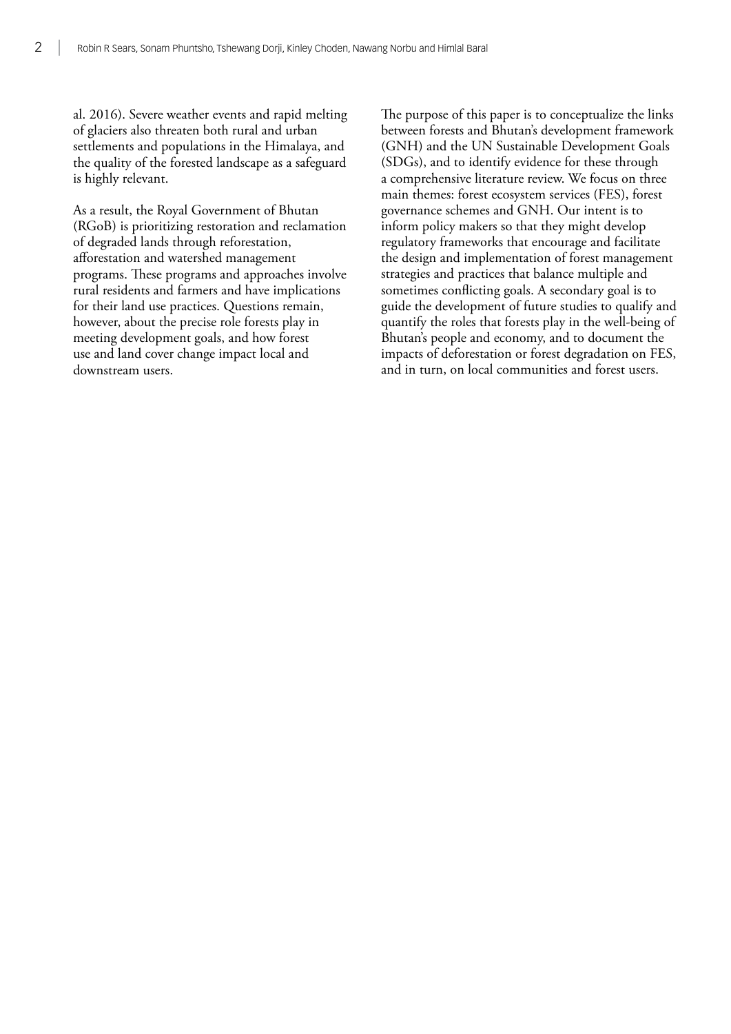al. 2016). Severe weather events and rapid melting of glaciers also threaten both rural and urban settlements and populations in the Himalaya, and the quality of the forested landscape as a safeguard is highly relevant.

As a result, the Royal Government of Bhutan (RGoB) is prioritizing restoration and reclamation of degraded lands through reforestation, afforestation and watershed management programs. These programs and approaches involve rural residents and farmers and have implications for their land use practices. Questions remain, however, about the precise role forests play in meeting development goals, and how forest use and land cover change impact local and downstream users.

The purpose of this paper is to conceptualize the links between forests and Bhutan's development framework (GNH) and the UN Sustainable Development Goals (SDGs), and to identify evidence for these through a comprehensive literature review. We focus on three main themes: forest ecosystem services (FES), forest governance schemes and GNH. Our intent is to inform policy makers so that they might develop regulatory frameworks that encourage and facilitate the design and implementation of forest management strategies and practices that balance multiple and sometimes conflicting goals. A secondary goal is to guide the development of future studies to qualify and quantify the roles that forests play in the well-being of Bhutan's people and economy, and to document the impacts of deforestation or forest degradation on FES, and in turn, on local communities and forest users.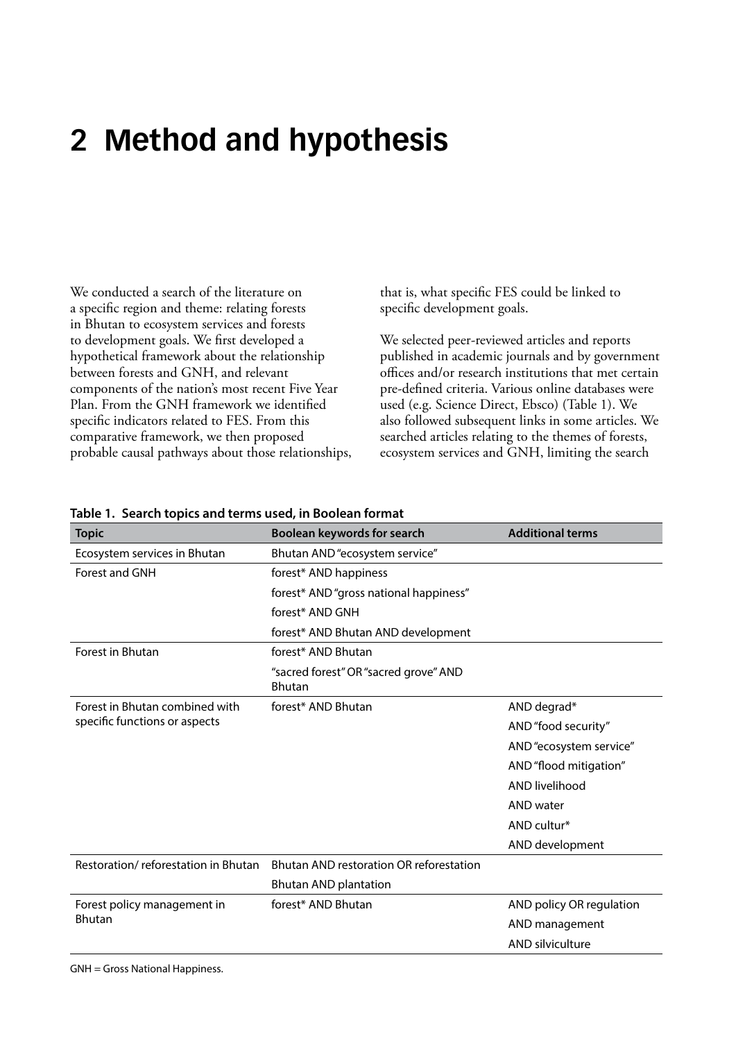# 2 Method and hypothesis

We conducted a search of the literature on a specific region and theme: relating forests in Bhutan to ecosystem services and forests to development goals. We first developed a hypothetical framework about the relationship between forests and GNH, and relevant components of the nation's most recent Five Year Plan. From the GNH framework we identified specific indicators related to FES. From this comparative framework, we then proposed probable causal pathways about those relationships, that is, what specific FES could be linked to specific development goals.

We selected peer-reviewed articles and reports published in academic journals and by government offices and/or research institutions that met certain pre-defined criteria. Various online databases were used (e.g. Science Direct, Ebsco) (Table 1). We also followed subsequent links in some articles. We searched articles relating to the themes of forests, ecosystem services and GNH, limiting the search

**Table 1. Search topics and terms used, in Boolean format**

| Topic | Boolean keywords for search | Additional terms |
|---|---|---|
| Ecosystem services in Bhutan | Bhutan AND "ecosystem service" | |
| Forest and GNH | forest* AND happiness | |
| | forest* AND "gross national happiness" | |
| | forest* AND GNH | |
| | forest* AND Bhutan AND development | |
| Forest in Bhutan | forest* AND Bhutan | |
| | "sacred forest" OR "sacred grove" AND Bhutan | |
| Forest in Bhutan combined with specific functions or aspects | forest* AND Bhutan | AND degrad* |
| | | AND "food security" |
| | | AND "ecosystem service" |
| | | AND "flood mitigation" |
| | | AND livelihood |
| | | AND water |
| | | AND cultur* |
| | | AND development |
| Restoration/ reforestation in Bhutan | Bhutan AND restoration OR reforestation | |
| | Bhutan AND plantation | |
| Forest policy management in Bhutan | forest* AND Bhutan | AND policy OR regulation |
| | | AND management |
| | | AND silviculture |

GNH = Gross National Happiness.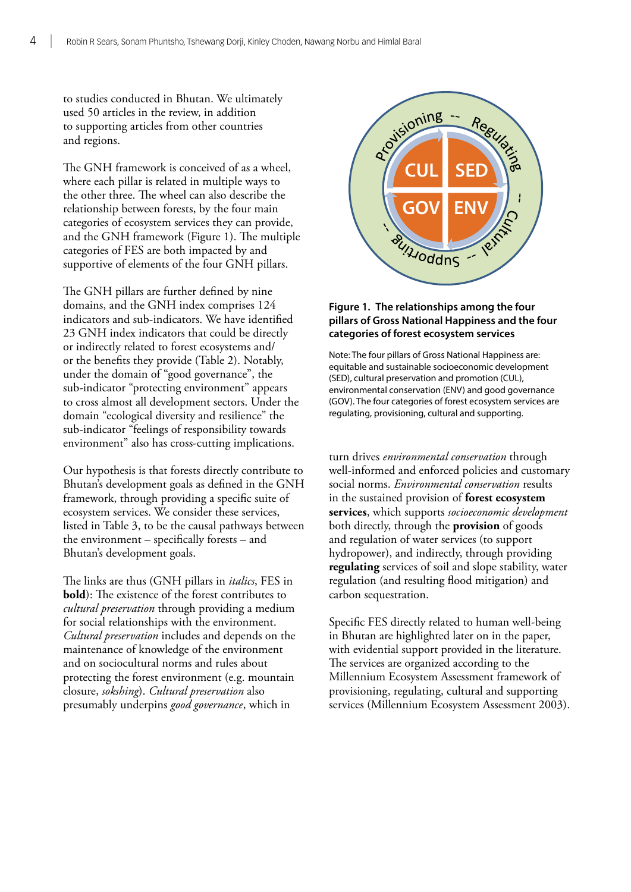to studies conducted in Bhutan. We ultimately used 50 articles in the review, in addition to supporting articles from other countries and regions.

The GNH framework is conceived of as a wheel, where each pillar is related in multiple ways to the other three. The wheel can also describe the relationship between forests, by the four main categories of ecosystem services they can provide, and the GNH framework (Figure 1). The multiple categories of FES are both impacted by and supportive of elements of the four GNH pillars.

The GNH pillars are further defined by nine domains, and the GNH index comprises 124 indicators and sub-indicators. We have identified 23 GNH index indicators that could be directly or indirectly related to forest ecosystems and/or the benefits they provide (Table 2). Notably, under the domain of "good governance", the sub-indicator "protecting environment" appears to cross almost all development sectors. Under the domain "ecological diversity and resilience" the sub-indicator "feelings of responsibility towards environment" also has cross-cutting implications.

Our hypothesis is that forests directly contribute to Bhutan's development goals as defined in the GNH framework, through providing a specific suite of ecosystem services. We consider these services, listed in Table 3, to be the causal pathways between the environment – specifically forests – and Bhutan's development goals.

The links are thus (GNH pillars in *italics*, FES in **bold**): The existence of the forest contributes to *cultural preservation* through providing a medium for social relationships with the environment. *Cultural preservation* includes and depends on the maintenance of knowledge of the environment and on sociocultural norms and rules about protecting the forest environment (e.g. mountain closure, *sokshing*). *Cultural preservation* also presumably underpins *good governance*, which in turn drives *environmental conservation* through well-informed and enforced policies and customary social norms. *Environmental conservation* results in the sustained provision of **forest ecosystem services**, which supports *socioeconomic development* both directly, through the **provision** of goods and regulation of water services (to support hydropower), and indirectly, through providing **regulating** services of soil and slope stability, water regulation (and resulting flood mitigation) and carbon sequestration.

Specific FES directly related to human well-being in Bhutan are highlighted later on in the paper, with evidential support provided in the literature. The services are organized according to the Millennium Ecosystem Assessment framework of provisioning, regulating, cultural and supporting services (Millennium Ecosystem Assessment 2003).

**Figure 1. The relationships among the four pillars of Gross National Happiness and the four categories of forest ecosystem services**

Note: The four pillars of Gross National Happiness are: equitable and sustainable socioeconomic development (SED), cultural preservation and promotion (CUL), environmental conservation (ENV) and good governance (GOV). The four categories of forest ecosystem services are regulating, provisioning, cultural and supporting.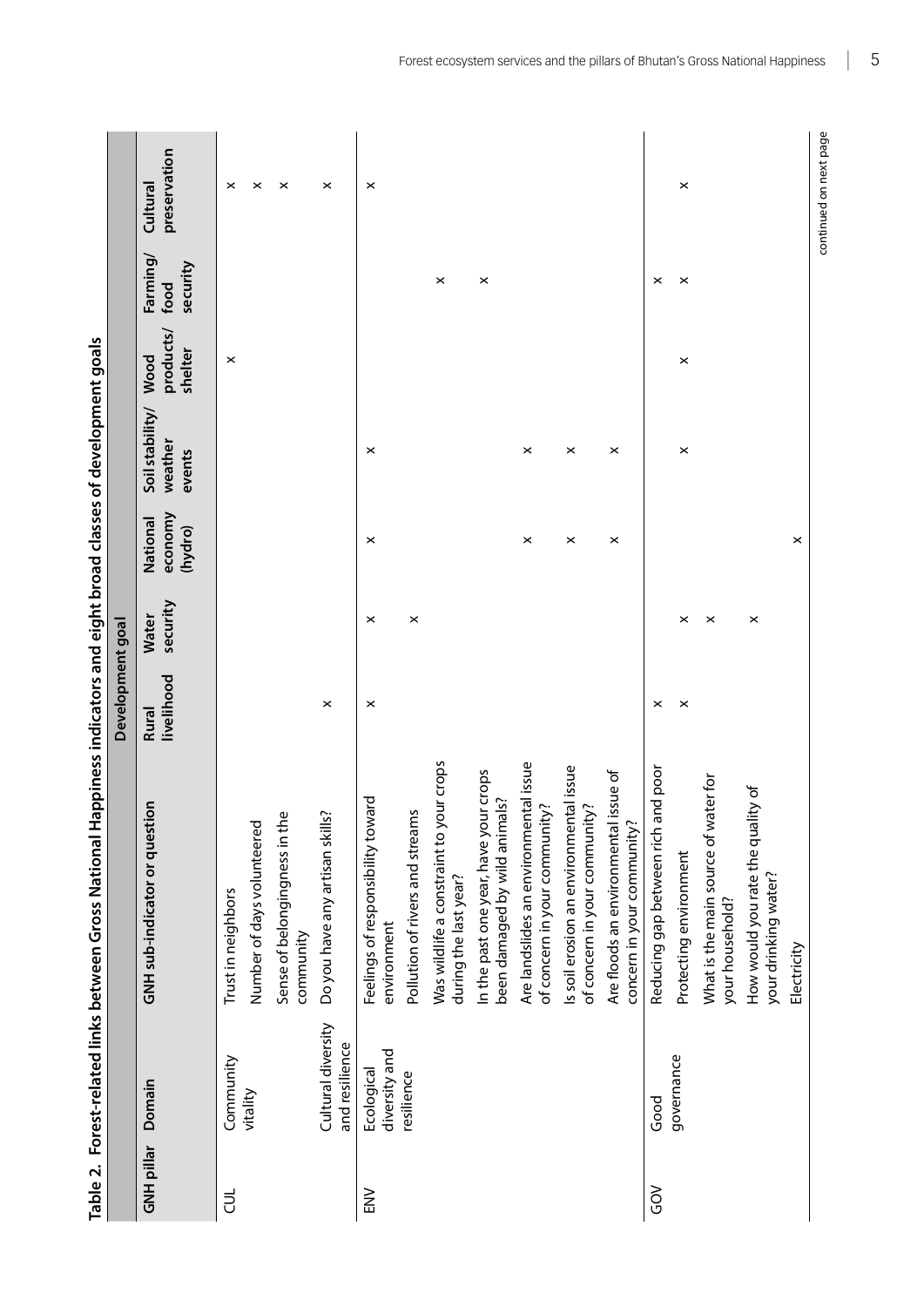**Table 2. Forest-related links between Gross National Happiness indicators and eight broad classes of development goals**

| GNH pillar | Domain | GNH sub-indicator or question | Development goal | | | | | | |
|---|---|---|---|---|---|---|---|---|---|
| | | | Rural livelihood | Water security | National economy (hydro) | Soil stability/ weather events | Wood products/ shelter | Farming/ food security | Cultural preservation |
| CUL | Community vitality | Trust in neighbors | | | | | × | | × |
| | | Number of days volunteered | | | | | | | × |
| | | Sense of belongingness in the community | | | | | | | × |
| | Cultural diversity and resilience | Do you have any artisan skills? | × | | | | | | × |
| ENV | Ecological diversity and resilience | Feelings of responsibility toward environment | × | × | × | × | | | × |
| | | Pollution of rivers and streams | | × | | | | | |
| | | Was wildlife a constraint to your crops during the last year? | | | | | | × | |
| | | In the past one year, have your crops been damaged by wild animals? | | | | | | × | |
| | | Are landslides an environmental issue of concern in your community? | | | × | × | | | |
| | | Is soil erosion an environmental issue of concern in your community? | | | × | × | | | |
| | | Are floods an environmental issue of concern in your community? | | | × | × | | | |
| GOV | Good governance | Reducing gap between rich and poor | × | | | | | × | |
| | | Protecting environment | × | × | | × | × | × | × |
| | | What is the main source of water for your household? | | × | | | | | |
| | | How would you rate the quality of your drinking water? | | × | | | | | |
| | | Electricity | | | × | | | | |

continued on next page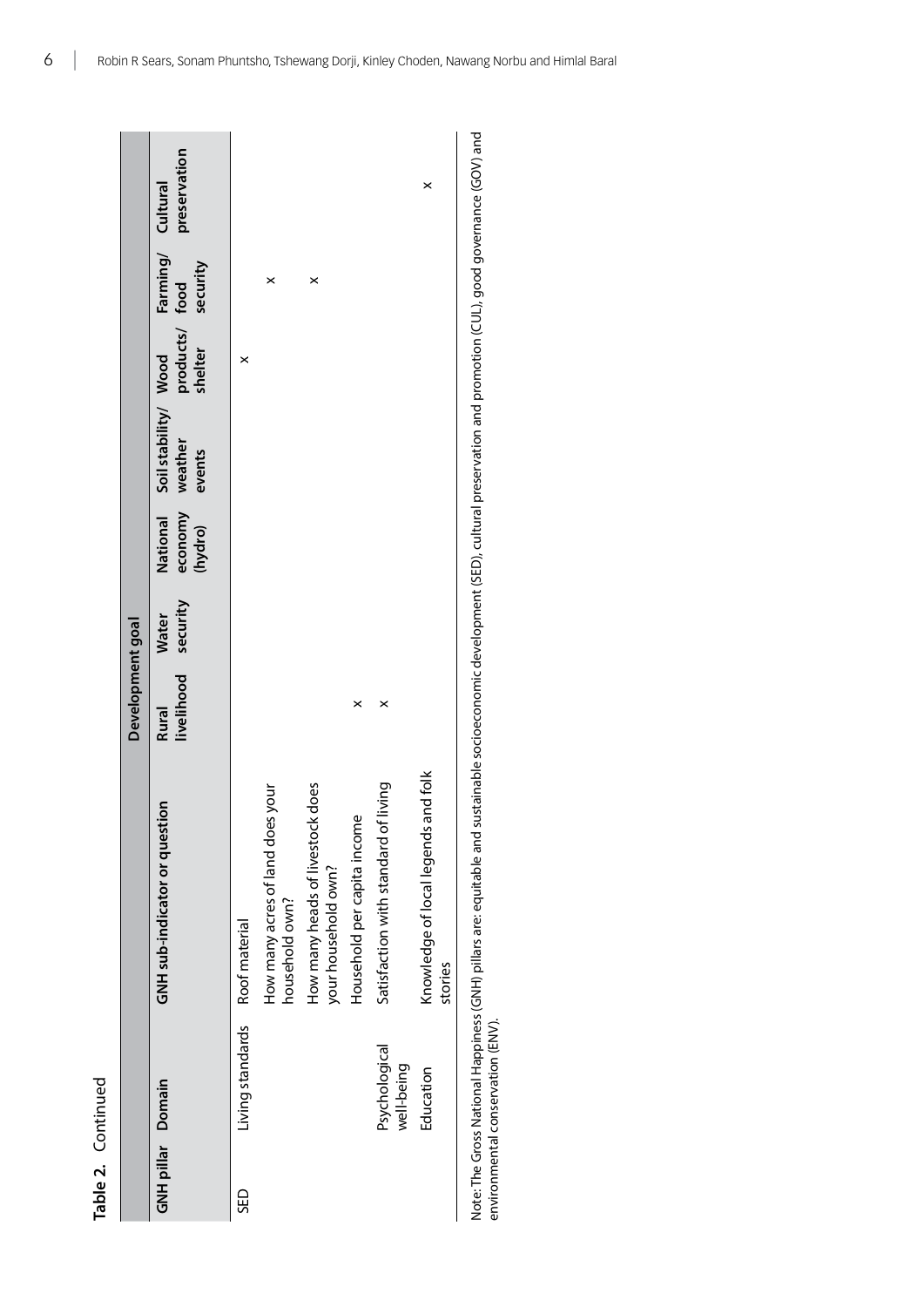**Table 2.** Continued

| GNH pillar | Domain | GNH sub-indicator or question | Development goal | | | | | | |
|---|---|---|---|---|---|---|---|---|---|
| | | | Rural livelihood | Water security | National economy (hydro) | Soil stability/ weather events | Wood products/ shelter | Farming/ food security | Cultural preservation |
| SED | Living standards | Roof material | | | | | x | | |
| | | How many acres of land does your household own? | | | | | | x | |
| | | How many heads of livestock does your household own? | | | | | | x | |
| | | Household per capita income | x | | | | | | |
| | Psychological well-being | Satisfaction with standard of living | x | | | | | | |
| | Education | Knowledge of local legends and folk stories | | | | | | | x |

Note: The Gross National Happiness (GNH) pillars are: equitable and sustainable socioeconomic development (SED), cultural preservation and promotion (CUL), good governance (GOV) and environmental conservation (ENV).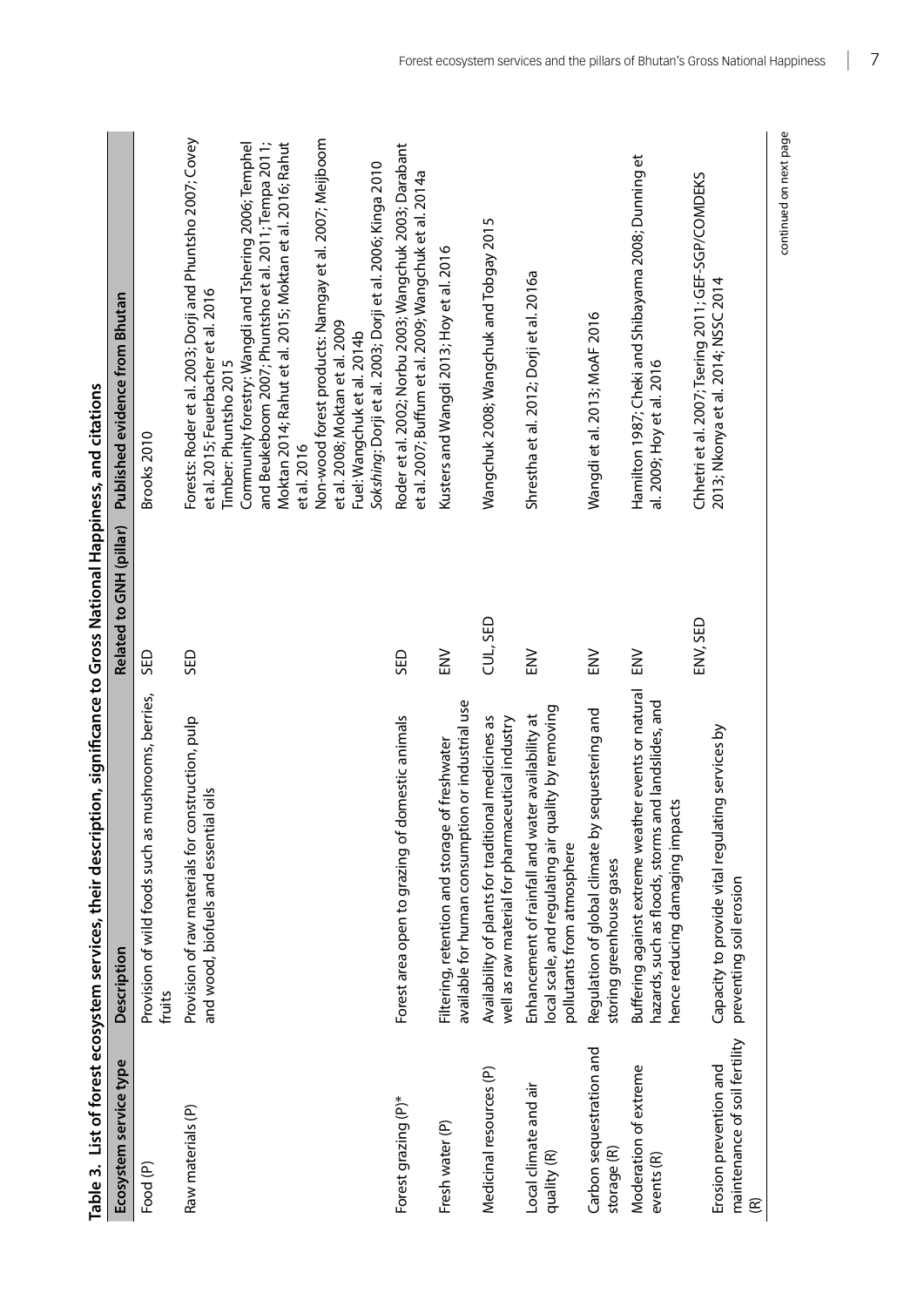**Table 3. List of forest ecosystem services, their description, significance to Gross National Happiness, and citations**

| Ecosystem service type | Description | Related to GNH (pillar) | Published evidence from Bhutan |
|---|---|---|---|
| Food (P) | Provision of wild foods such as mushrooms, berries, fruits | SED | Brooks 2010 |
| Raw materials (P) | Provision of raw materials for construction, pulp and wood, biofuels and essential oils | SED | Forests: Roder et al. 2003; Dorji and Phuntsho 2007; Covey et al. 2015; Feuerbacher et al. 2016<br>Timber: Phuntsho 2015<br>Community forestry: Wangdi and Tshering 2006; Temphel and Beukeboom 2007; Phuntsho et al. 2011; Tempa 2011; Moktan 2014; Rahut et al. 2015; Moktan et al. 2016; Rahut et al. 2016<br>Non-wood forest products: Namgay et al. 2007; Meijboom et al. 2008; Moktan et al. 2009<br>Fuel: Wangchuk et al. 2014b<br>*Sokshing*: Dorji et al. 2003; Dorji et al. 2006; Kinga 2010 |
| Forest grazing (P)* | Forest area open to grazing of domestic animals | SED | Roder et al. 2002; Norbu 2003; Wangchuk 2003; Darabant et al. 2007; Buffum et al. 2009; Wangchuk et al. 2014a |
| Fresh water (P) | Filtering, retention and storage of freshwater available for human consumption or industrial use | ENV | Kusters and Wangdi 2013; Hoy et al. 2016 |
| Medicinal resources (P) | Availability of plants for traditional medicines as well as raw material for pharmaceutical industry | CUL, SED | Wangchuk 2008; Wangchuk and Tobgay 2015 |
| Local climate and air quality (R) | Enhancement of rainfall and water availability at local scale, and regulating air quality by removing pollutants from atmosphere | ENV | Shrestha et al. 2012; Dorji et al. 2016a |
| Carbon sequestration and storage (R) | Regulation of global climate by sequestering and storing greenhouse gases | ENV | Wangdi et al. 2013; MoAF 2016 |
| Moderation of extreme events (R) | Buffering against extreme weather events or natural hazards, such as floods, storms and landslides, and hence reducing damaging impacts | ENV | Hamilton 1987; Cheki and Shibayama 2008; Dunning et al. 2009; Hoy et al. 2016 |
| Erosion prevention and maintenance of soil fertility (R) | Capacity to provide vital regulating services by preventing soil erosion | ENV, SED | Chhetri et al. 2007; Tsering 2011; GEF-SGP/COMDEKS 2013; Nkonya et al. 2014; NSSC 2014 |

continued on next page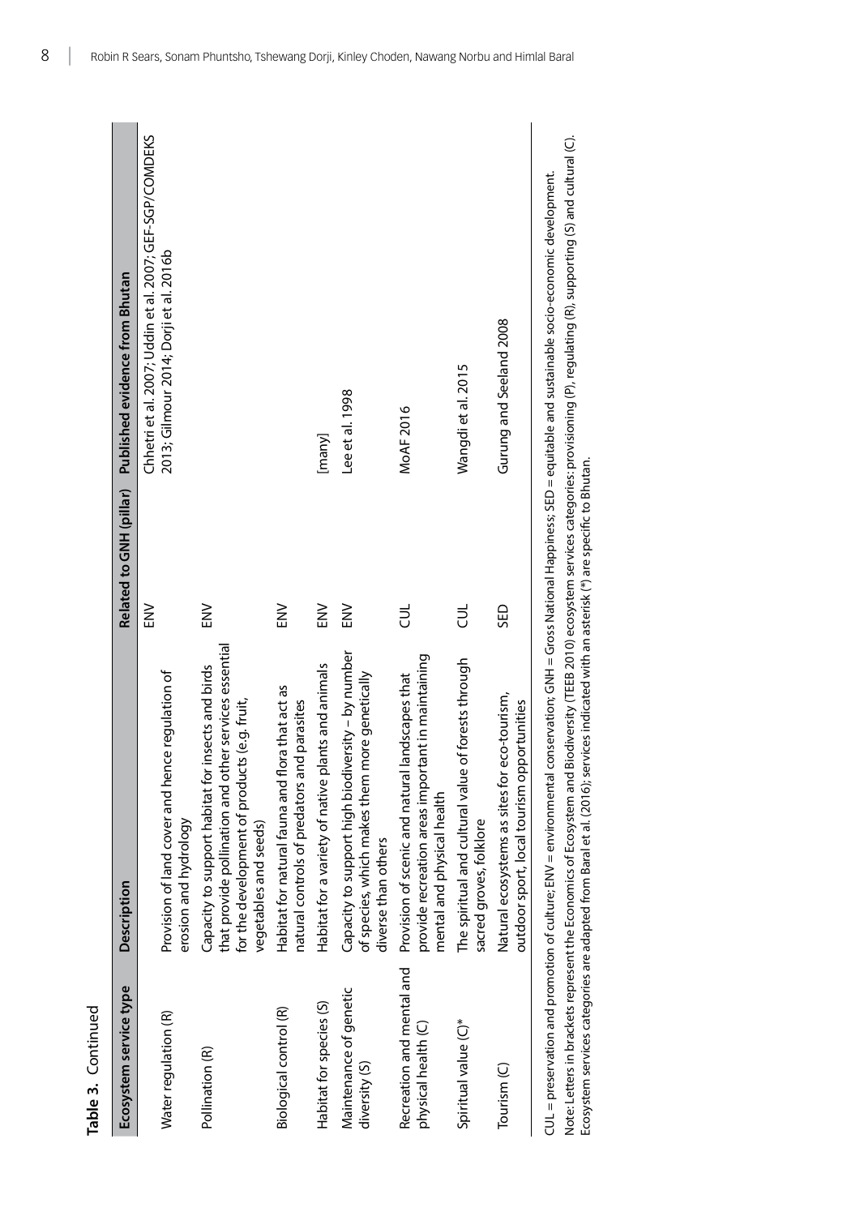**Table 3.** Continued

| Ecosystem service type | Description | Related to GNH (pillar) | Published evidence from Bhutan |
|---|---|---|---|
| Water regulation (R) | Provision of land cover and hence regulation of erosion and hydrology | ENV | Chhetri et al. 2007; Uddin et al. 2007; GEF-SGP/COMDEKS 2013; Gilmour 2014; Dorji et al. 2016b |
| Pollination (R) | Capacity to support habitat for insects and birds that provide pollination and other services essential for the development of products (e.g. fruit, vegetables and seeds) | ENV | |
| Biological control (R) | Habitat for natural fauna and flora that act as natural controls of predators and parasites | ENV | |
| Habitat for species (S) | Habitat for a variety of native plants and animals | ENV | [many] |
| Maintenance of genetic diversity (S) | Capacity to support high biodiversity – by number of species, which makes them more genetically diverse than others | ENV | Lee et al. 1998 |
| Recreation and mental and physical health (C) | Provision of scenic and natural landscapes that provide recreation areas important in maintaining mental and physical health | CUL | MoAF 2016 |
| Spiritual value (C)* | The spiritual and cultural value of forests through sacred groves, folklore | CUL | Wangdi et al. 2015 |
| Tourism (C) | Natural ecosystems as sites for eco-tourism, outdoor sport, local tourism opportunities | SED | Gurung and Seeland 2008 |

CUL = preservation and promotion of culture; ENV = environmental conservation; GNH = Gross National Happiness; SED = equitable and sustainable socio-economic development.

Note: Letters in brackets represent the Economics of Ecosystem and Biodiversity (TEEB 2010) ecosystem services categories: provisioning (P), regulating (R), supporting (S) and cultural (C). Ecosystem services categories are adapted from Baral et al. (2016); services indicated with an asterisk (*) are specific to Bhutan.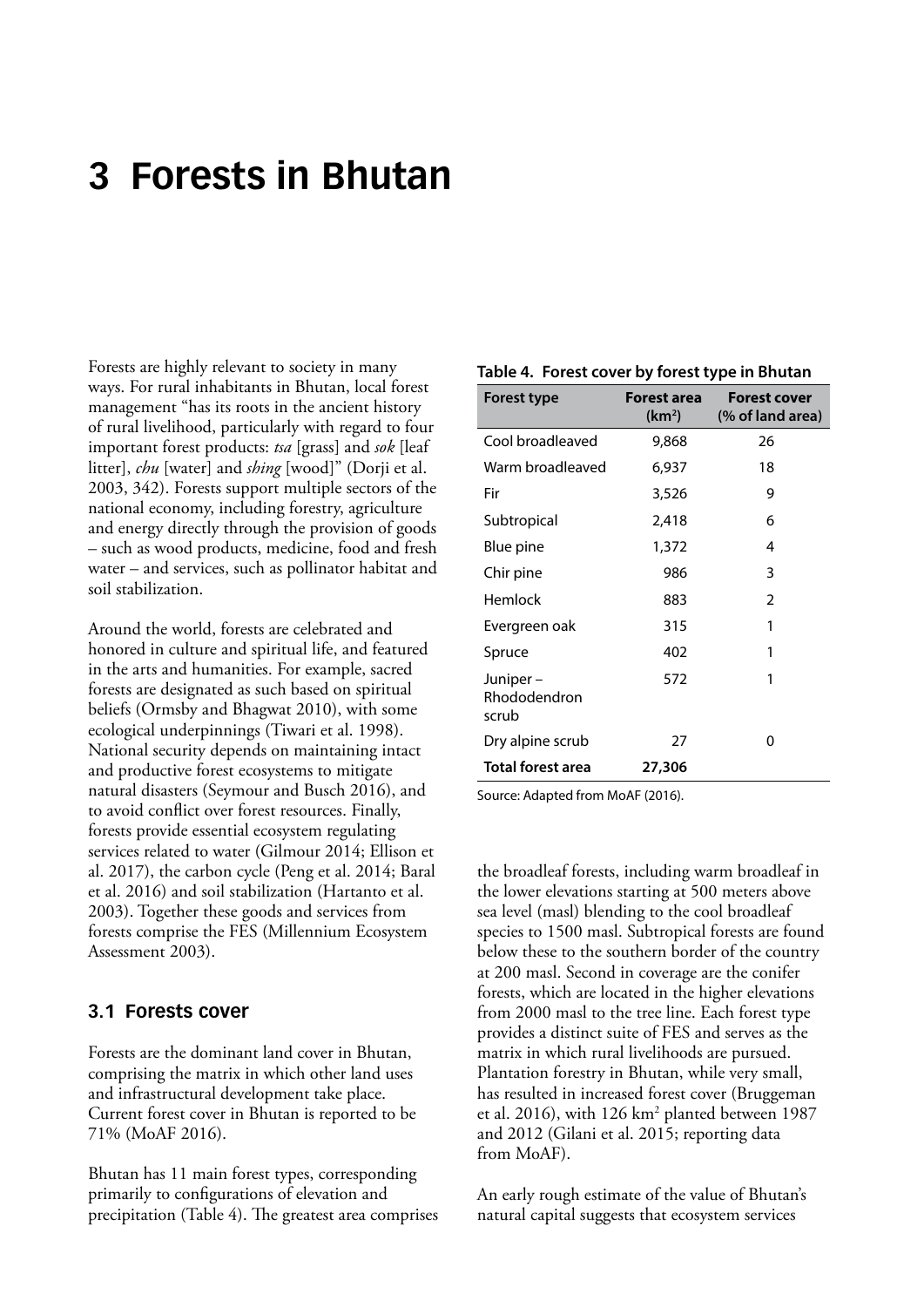# 3 Forests in Bhutan

Forests are highly relevant to society in many ways. For rural inhabitants in Bhutan, local forest management "has its roots in the ancient history of rural livelihood, particularly with regard to four important forest products: *tsa* [grass] and *sok* [leaf litter], *chu* [water] and *shing* [wood]" (Dorji et al. 2003, 342). Forests support multiple sectors of the national economy, including forestry, agriculture and energy directly through the provision of goods – such as wood products, medicine, food and fresh water – and services, such as pollinator habitat and soil stabilization.

Around the world, forests are celebrated and honored in culture and spiritual life, and featured in the arts and humanities. For example, sacred forests are designated as such based on spiritual beliefs (Ormsby and Bhagwat 2010), with some ecological underpinnings (Tiwari et al. 1998). National security depends on maintaining intact and productive forest ecosystems to mitigate natural disasters (Seymour and Busch 2016), and to avoid conflict over forest resources. Finally, forests provide essential ecosystem regulating services related to water (Gilmour 2014; Ellison et al. 2017), the carbon cycle (Peng et al. 2014; Baral et al. 2016) and soil stabilization (Hartanto et al. 2003). Together these goods and services from forests comprise the FES (Millennium Ecosystem Assessment 2003).

## 3.1 Forests cover

Forests are the dominant land cover in Bhutan, comprising the matrix in which other land uses and infrastructural development take place. Current forest cover in Bhutan is reported to be 71% (MoAF 2016).

Bhutan has 11 main forest types, corresponding primarily to configurations of elevation and precipitation (Table 4). The greatest area comprises the broadleaf forests, including warm broadleaf in the lower elevations starting at 500 meters above sea level (masl) blending to the cool broadleaf species to 1500 masl. Subtropical forests are found below these to the southern border of the country at 200 masl. Second in coverage are the conifer forests, which are located in the higher elevations from 2000 masl to the tree line. Each forest type provides a distinct suite of FES and serves as the matrix in which rural livelihoods are pursued. Plantation forestry in Bhutan, while very small, has resulted in increased forest cover (Bruggeman et al. 2016), with 126 km$^2$ planted between 1987 and 2012 (Gilani et al. 2015; reporting data from MoAF).

**Table 4. Forest cover by forest type in Bhutan**

| Forest type | Forest area (km$^2$) | Forest cover (% of land area) |
|---|---|---|
| Cool broadleaved | 9,868 | 26 |
| Warm broadleaved | 6,937 | 18 |
| Fir | 3,526 | 9 |
| Subtropical | 2,418 | 6 |
| Blue pine | 1,372 | 4 |
| Chir pine | 986 | 3 |
| Hemlock | 883 | 2 |
| Evergreen oak | 315 | 1 |
| Spruce | 402 | 1 |
| Juniper – Rhododendron scrub | 572 | 1 |
| Dry alpine scrub | 27 | 0 |
| **Total forest area** | **27,306** | |

Source: Adapted from MoAF (2016).

An early rough estimate of the value of Bhutan's natural capital suggests that ecosystem services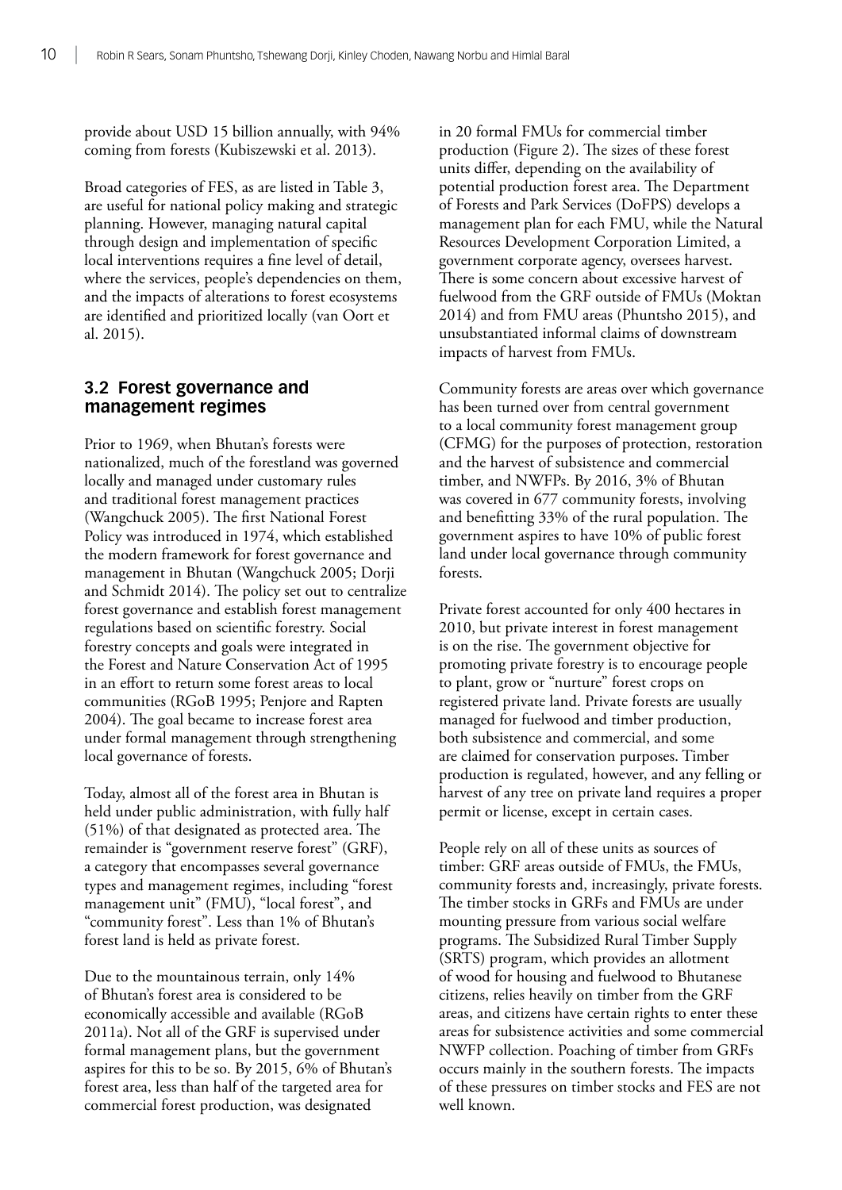provide about USD 15 billion annually, with 94% coming from forests (Kubiszewski et al. 2013).

Broad categories of FES, as are listed in Table 3, are useful for national policy making and strategic planning. However, managing natural capital through design and implementation of specific local interventions requires a fine level of detail, where the services, people's dependencies on them, and the impacts of alterations to forest ecosystems are identified and prioritized locally (van Oort et al. 2015).

## 3.2 Forest governance and management regimes

Prior to 1969, when Bhutan's forests were nationalized, much of the forestland was governed locally and managed under customary rules and traditional forest management practices (Wangchuck 2005). The first National Forest Policy was introduced in 1974, which established the modern framework for forest governance and management in Bhutan (Wangchuck 2005; Dorji and Schmidt 2014). The policy set out to centralize forest governance and establish forest management regulations based on scientific forestry. Social forestry concepts and goals were integrated in the Forest and Nature Conservation Act of 1995 in an effort to return some forest areas to local communities (RGoB 1995; Penjore and Rapten 2004). The goal became to increase forest area under formal management through strengthening local governance of forests.

Today, almost all of the forest area in Bhutan is held under public administration, with fully half (51%) of that designated as protected area. The remainder is "government reserve forest" (GRF), a category that encompasses several governance types and management regimes, including "forest management unit" (FMU), "local forest", and "community forest". Less than 1% of Bhutan's forest land is held as private forest.

Due to the mountainous terrain, only 14% of Bhutan's forest area is considered to be economically accessible and available (RGoB 2011a). Not all of the GRF is supervised under formal management plans, but the government aspires for this to be so. By 2015, 6% of Bhutan's forest area, less than half of the targeted area for commercial forest production, was designated in 20 formal FMUs for commercial timber production (Figure 2). The sizes of these forest units differ, depending on the availability of potential production forest area. The Department of Forests and Park Services (DoFPS) develops a management plan for each FMU, while the Natural Resources Development Corporation Limited, a government corporate agency, oversees harvest. There is some concern about excessive harvest of fuelwood from the GRF outside of FMUs (Moktan 2014) and from FMU areas (Phuntsho 2015), and unsubstantiated informal claims of downstream impacts of harvest from FMUs.

Community forests are areas over which governance has been turned over from central government to a local community forest management group (CFMG) for the purposes of protection, restoration and the harvest of subsistence and commercial timber, and NWFPs. By 2016, 3% of Bhutan was covered in 677 community forests, involving and benefitting 33% of the rural population. The government aspires to have 10% of public forest land under local governance through community forests.

Private forest accounted for only 400 hectares in 2010, but private interest in forest management is on the rise. The government objective for promoting private forestry is to encourage people to plant, grow or "nurture" forest crops on registered private land. Private forests are usually managed for fuelwood and timber production, both subsistence and commercial, and some are claimed for conservation purposes. Timber production is regulated, however, and any felling or harvest of any tree on private land requires a proper permit or license, except in certain cases.

People rely on all of these units as sources of timber: GRF areas outside of FMUs, the FMUs, community forests and, increasingly, private forests. The timber stocks in GRFs and FMUs are under mounting pressure from various social welfare programs. The Subsidized Rural Timber Supply (SRTS) program, which provides an allotment of wood for housing and fuelwood to Bhutanese citizens, relies heavily on timber from the GRF areas, and citizens have certain rights to enter these areas for subsistence activities and some commercial NWFP collection. Poaching of timber from GRFs occurs mainly in the southern forests. The impacts of these pressures on timber stocks and FES are not well known.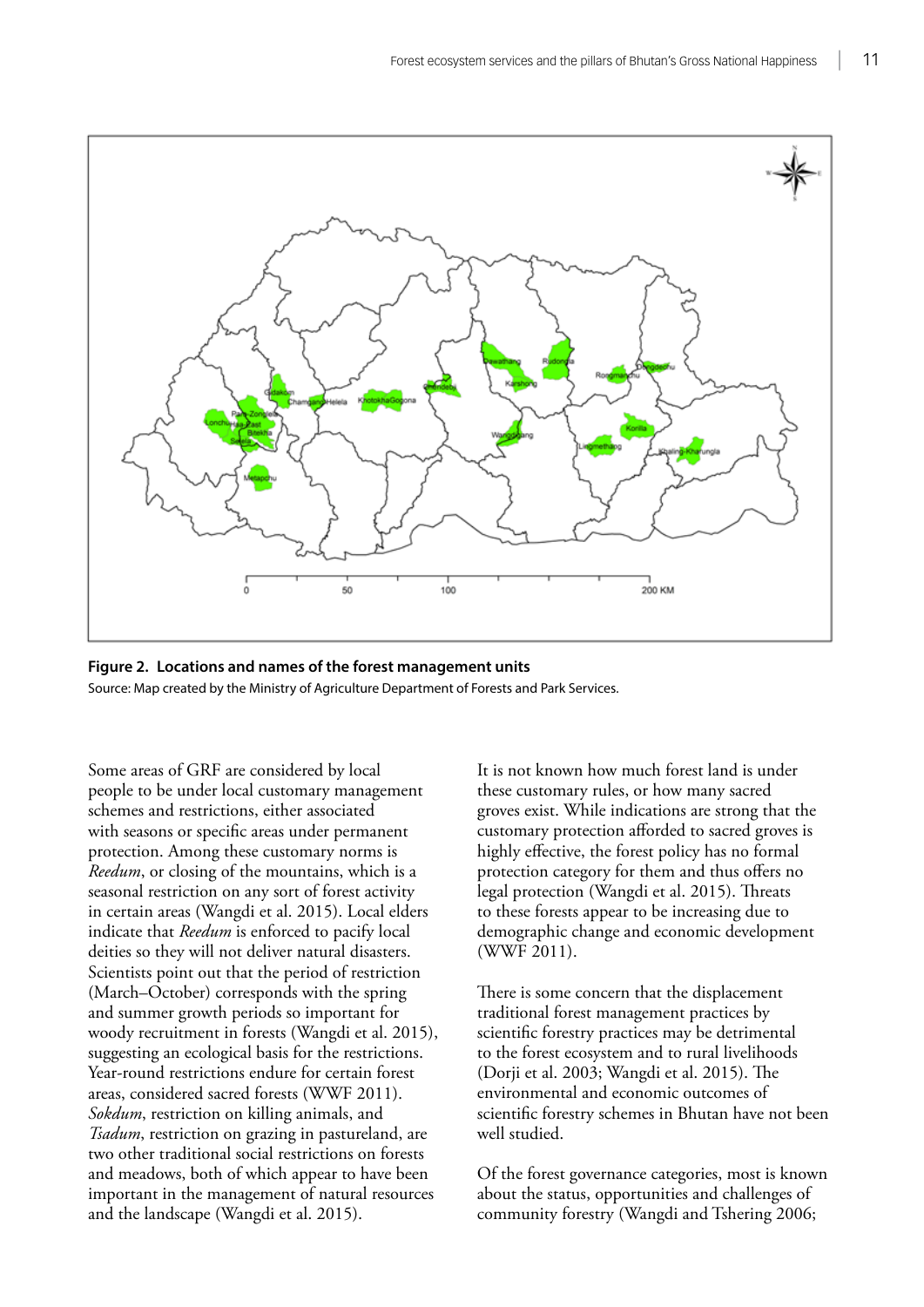**Figure 2. Locations and names of the forest management units**

Source: Map created by the Ministry of Agriculture Department of Forests and Park Services.

Some areas of GRF are considered by local people to be under local customary management schemes and restrictions, either associated with seasons or specific areas under permanent protection. Among these customary norms is *Reedum*, or closing of the mountains, which is a seasonal restriction on any sort of forest activity in certain areas (Wangdi et al. 2015). Local elders indicate that *Reedum* is enforced to pacify local deities so they will not deliver natural disasters. Scientists point out that the period of restriction (March–October) corresponds with the spring and summer growth periods so important for woody recruitment in forests (Wangdi et al. 2015), suggesting an ecological basis for the restrictions. Year-round restrictions endure for certain forest areas, considered sacred forests (WWF 2011). *Sokdum*, restriction on killing animals, and *Tsadum*, restriction on grazing in pastureland, are two other traditional social restrictions on forests and meadows, both of which appear to have been important in the management of natural resources and the landscape (Wangdi et al. 2015).

It is not known how much forest land is under these customary rules, or how many sacred groves exist. While indications are strong that the customary protection afforded to sacred groves is highly effective, the forest policy has no formal protection category for them and thus offers no legal protection (Wangdi et al. 2015). Threats to these forests appear to be increasing due to demographic change and economic development (WWF 2011).

There is some concern that the displacement traditional forest management practices by scientific forestry practices may be detrimental to the forest ecosystem and to rural livelihoods (Dorji et al. 2003; Wangdi et al. 2015). The environmental and economic outcomes of scientific forestry schemes in Bhutan have not been well studied.

Of the forest governance categories, most is known about the status, opportunities and challenges of community forestry (Wangdi and Tshering 2006;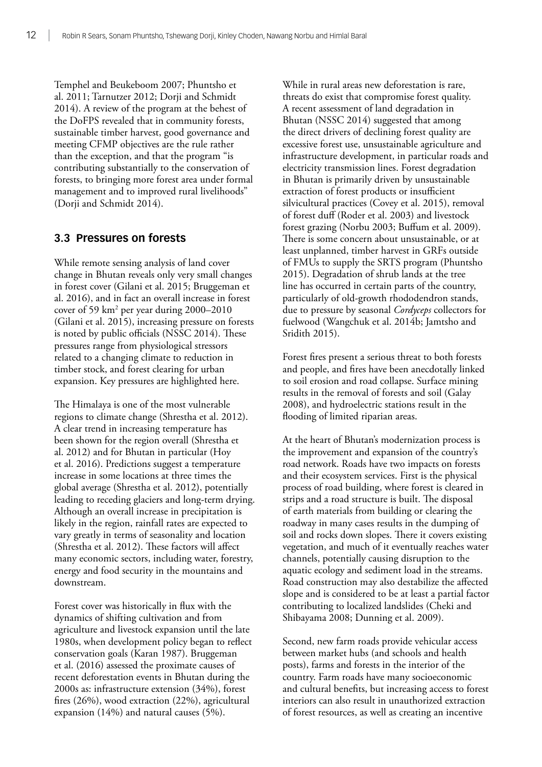Temphel and Beukeboom 2007; Phuntsho et al. 2011; Tarnutzer 2012; Dorji and Schmidt 2014). A review of the program at the behest of the DoFPS revealed that in community forests, sustainable timber harvest, good governance and meeting CFMP objectives are the rule rather than the exception, and that the program "is contributing substantially to the conservation of forests, to bringing more forest area under formal management and to improved rural livelihoods" (Dorji and Schmidt 2014).

## 3.3 Pressures on forests

While remote sensing analysis of land cover change in Bhutan reveals only very small changes in forest cover (Gilani et al. 2015; Bruggeman et al. 2016), and in fact an overall increase in forest cover of 59 km$^2$ per year during 2000–2010 (Gilani et al. 2015), increasing pressure on forests is noted by public officials (NSSC 2014). These pressures range from physiological stressors related to a changing climate to reduction in timber stock, and forest clearing for urban expansion. Key pressures are highlighted here.

The Himalaya is one of the most vulnerable regions to climate change (Shrestha et al. 2012). A clear trend in increasing temperature has been shown for the region overall (Shrestha et al. 2012) and for Bhutan in particular (Hoy et al. 2016). Predictions suggest a temperature increase in some locations at three times the global average (Shrestha et al. 2012), potentially leading to receding glaciers and long-term drying. Although an overall increase in precipitation is likely in the region, rainfall rates are expected to vary greatly in terms of seasonality and location (Shrestha et al. 2012). These factors will affect many economic sectors, including water, forestry, energy and food security in the mountains and downstream.

Forest cover was historically in flux with the dynamics of shifting cultivation and from agriculture and livestock expansion until the late 1980s, when development policy began to reflect conservation goals (Karan 1987). Bruggeman et al. (2016) assessed the proximate causes of recent deforestation events in Bhutan during the 2000s as: infrastructure extension (34%), forest fires (26%), wood extraction (22%), agricultural expansion (14%) and natural causes (5%).

While in rural areas new deforestation is rare, threats do exist that compromise forest quality. A recent assessment of land degradation in Bhutan (NSSC 2014) suggested that among the direct drivers of declining forest quality are excessive forest use, unsustainable agriculture and infrastructure development, in particular roads and electricity transmission lines. Forest degradation in Bhutan is primarily driven by unsustainable extraction of forest products or insufficient silvicultural practices (Covey et al. 2015), removal of forest duff (Roder et al. 2003) and livestock forest grazing (Norbu 2003; Buffum et al. 2009). There is some concern about unsustainable, or at least unplanned, timber harvest in GRFs outside of FMUs to supply the SRTS program (Phuntsho 2015). Degradation of shrub lands at the tree line has occurred in certain parts of the country, particularly of old-growth rhododendron stands, due to pressure by seasonal *Cordyceps* collectors for fuelwood (Wangchuk et al. 2014b; Jamtsho and Sridith 2015).

Forest fires present a serious threat to both forests and people, and fires have been anecdotally linked to soil erosion and road collapse. Surface mining results in the removal of forests and soil (Galay 2008), and hydroelectric stations result in the flooding of limited riparian areas.

At the heart of Bhutan's modernization process is the improvement and expansion of the country's road network. Roads have two impacts on forests and their ecosystem services. First is the physical process of road building, where forest is cleared in strips and a road structure is built. The disposal of earth materials from building or clearing the roadway in many cases results in the dumping of soil and rocks down slopes. There it covers existing vegetation, and much of it eventually reaches water channels, potentially causing disruption to the aquatic ecology and sediment load in the streams. Road construction may also destabilize the affected slope and is considered to be at least a partial factor contributing to localized landslides (Cheki and Shibayama 2008; Dunning et al. 2009).

Second, new farm roads provide vehicular access between market hubs (and schools and health posts), farms and forests in the interior of the country. Farm roads have many socioeconomic and cultural benefits, but increasing access to forest interiors can also result in unauthorized extraction of forest resources, as well as creating an incentive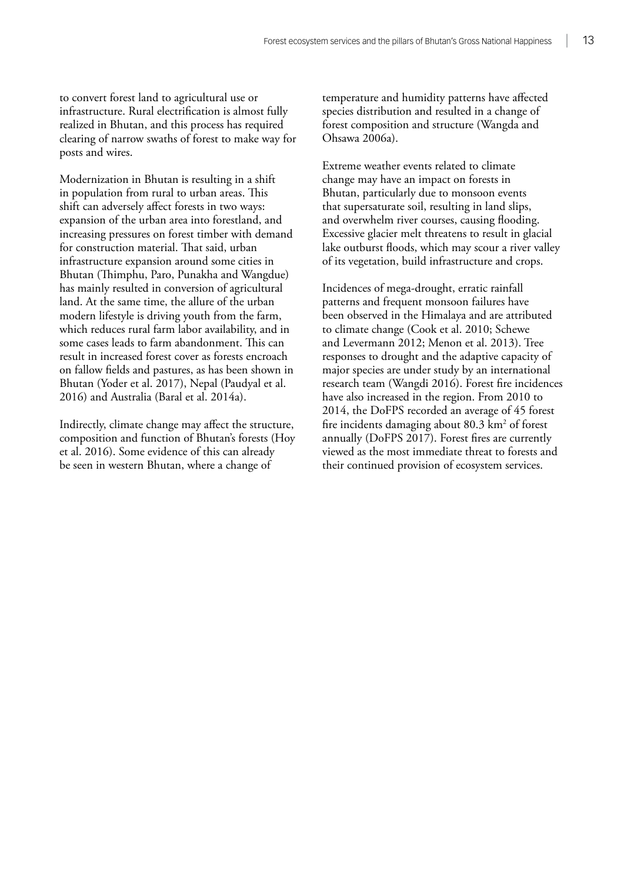to convert forest land to agricultural use or infrastructure. Rural electrification is almost fully realized in Bhutan, and this process has required clearing of narrow swaths of forest to make way for posts and wires.

Modernization in Bhutan is resulting in a shift in population from rural to urban areas. This shift can adversely affect forests in two ways: expansion of the urban area into forestland, and increasing pressures on forest timber with demand for construction material. That said, urban infrastructure expansion around some cities in Bhutan (Thimphu, Paro, Punakha and Wangdue) has mainly resulted in conversion of agricultural land. At the same time, the allure of the urban modern lifestyle is driving youth from the farm, which reduces rural farm labor availability, and in some cases leads to farm abandonment. This can result in increased forest cover as forests encroach on fallow fields and pastures, as has been shown in Bhutan (Yoder et al. 2017), Nepal (Paudyal et al. 2016) and Australia (Baral et al. 2014a).

Indirectly, climate change may affect the structure, composition and function of Bhutan's forests (Hoy et al. 2016). Some evidence of this can already be seen in western Bhutan, where a change of temperature and humidity patterns have affected species distribution and resulted in a change of forest composition and structure (Wangda and Ohsawa 2006a).

Extreme weather events related to climate change may have an impact on forests in Bhutan, particularly due to monsoon events that supersaturate soil, resulting in land slips, and overwhelm river courses, causing flooding. Excessive glacier melt threatens to result in glacial lake outburst floods, which may scour a river valley of its vegetation, build infrastructure and crops.

Incidences of mega-drought, erratic rainfall patterns and frequent monsoon failures have been observed in the Himalaya and are attributed to climate change (Cook et al. 2010; Schewe and Levermann 2012; Menon et al. 2013). Tree responses to drought and the adaptive capacity of major species are under study by an international research team (Wangdi 2016). Forest fire incidences have also increased in the region. From 2010 to 2014, the DoFPS recorded an average of 45 forest fire incidents damaging about 80.3 $km^2$ of forest annually (DoFPS 2017). Forest fires are currently viewed as the most immediate threat to forests and their continued provision of ecosystem services.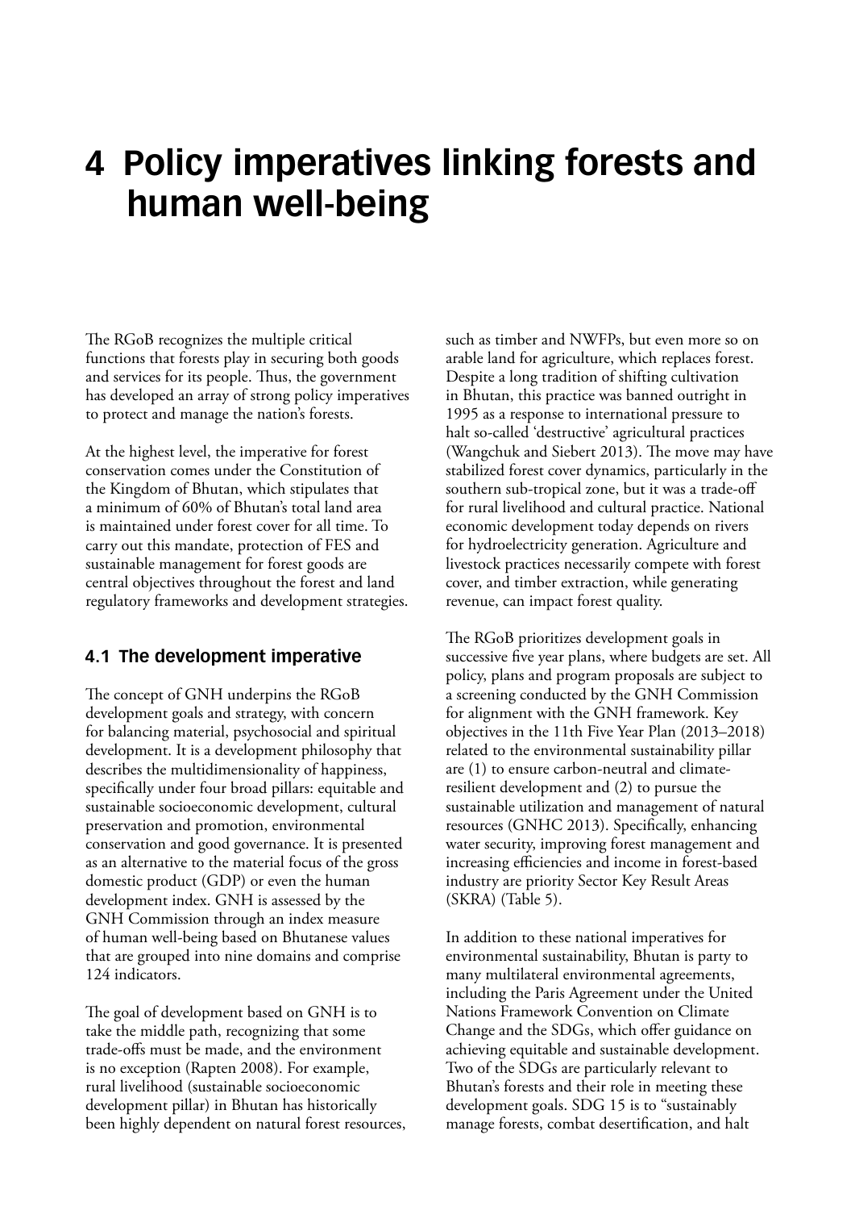# 4 Policy imperatives linking forests and human well-being

The RGoB recognizes the multiple critical functions that forests play in securing both goods and services for its people. Thus, the government has developed an array of strong policy imperatives to protect and manage the nation's forests.

At the highest level, the imperative for forest conservation comes under the Constitution of the Kingdom of Bhutan, which stipulates that a minimum of 60% of Bhutan's total land area is maintained under forest cover for all time. To carry out this mandate, protection of FES and sustainable management for forest goods are central objectives throughout the forest and land regulatory frameworks and development strategies.

## 4.1 The development imperative

The concept of GNH underpins the RGoB development goals and strategy, with concern for balancing material, psychosocial and spiritual development. It is a development philosophy that describes the multidimensionality of happiness, specifically under four broad pillars: equitable and sustainable socioeconomic development, cultural preservation and promotion, environmental conservation and good governance. It is presented as an alternative to the material focus of the gross domestic product (GDP) or even the human development index. GNH is assessed by the GNH Commission through an index measure of human well-being based on Bhutanese values that are grouped into nine domains and comprise 124 indicators.

The goal of development based on GNH is to take the middle path, recognizing that some trade-offs must be made, and the environment is no exception (Rapten 2008). For example, rural livelihood (sustainable socioeconomic development pillar) in Bhutan has historically been highly dependent on natural forest resources, such as timber and NWFPs, but even more so on arable land for agriculture, which replaces forest. Despite a long tradition of shifting cultivation in Bhutan, this practice was banned outright in 1995 as a response to international pressure to halt so-called 'destructive' agricultural practices (Wangchuk and Siebert 2013). The move may have stabilized forest cover dynamics, particularly in the southern sub-tropical zone, but it was a trade-off for rural livelihood and cultural practice. National economic development today depends on rivers for hydroelectricity generation. Agriculture and livestock practices necessarily compete with forest cover, and timber extraction, while generating revenue, can impact forest quality.

The RGoB prioritizes development goals in successive five year plans, where budgets are set. All policy, plans and program proposals are subject to a screening conducted by the GNH Commission for alignment with the GNH framework. Key objectives in the 11th Five Year Plan (2013–2018) related to the environmental sustainability pillar are (1) to ensure carbon-neutral and climate-resilient development and (2) to pursue the sustainable utilization and management of natural resources (GNHC 2013). Specifically, enhancing water security, improving forest management and increasing efficiencies and income in forest-based industry are priority Sector Key Result Areas (SKRA) (Table 5).

In addition to these national imperatives for environmental sustainability, Bhutan is party to many multilateral environmental agreements, including the Paris Agreement under the United Nations Framework Convention on Climate Change and the SDGs, which offer guidance on achieving equitable and sustainable development. Two of the SDGs are particularly relevant to Bhutan's forests and their role in meeting these development goals. SDG 15 is to "sustainably manage forests, combat desertification, and halt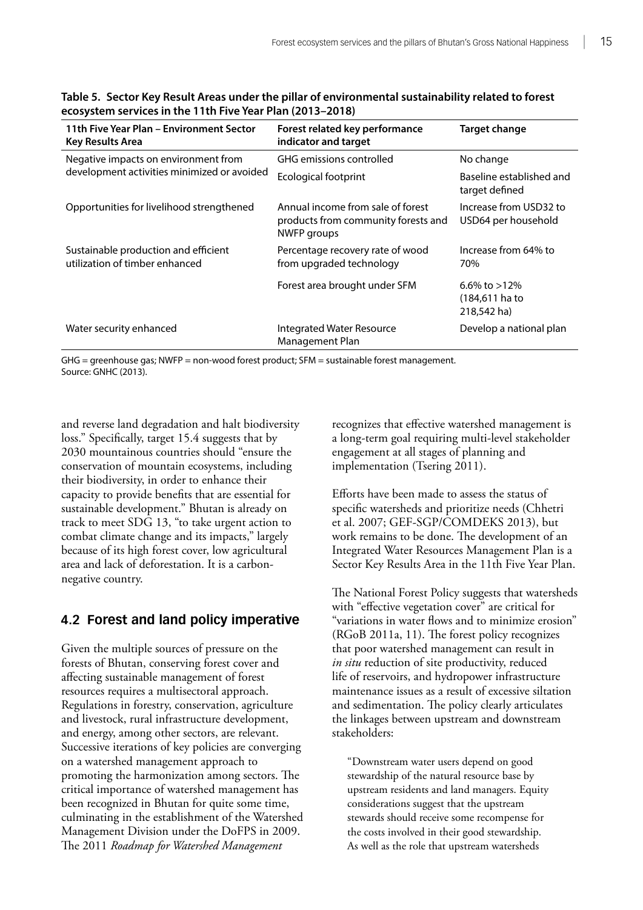**Table 5. Sector Key Result Areas under the pillar of environmental sustainability related to forest ecosystem services in the 11th Five Year Plan (2013–2018)**

| 11th Five Year Plan – Environment Sector Key Results Area | Forest related key performance indicator and target | Target change |
|---|---|---|
| Negative impacts on environment from development activities minimized or avoided | GHG emissions controlled | No change |
| | Ecological footprint | Baseline established and target defined |
| Opportunities for livelihood strengthened | Annual income from sale of forest products from community forests and NWFP groups | Increase from USD32 to USD64 per household |
| Sustainable production and efficient utilization of timber enhanced | Percentage recovery rate of wood from upgraded technology | Increase from 64% to 70% |
| | Forest area brought under SFM | 6.6% to >12% (184,611 ha to 218,542 ha) |
| Water security enhanced | Integrated Water Resource Management Plan | Develop a national plan |

GHG = greenhouse gas; NWFP = non-wood forest product; SFM = sustainable forest management.
Source: GNHC (2013).

and reverse land degradation and halt biodiversity loss." Specifically, target 15.4 suggests that by 2030 mountainous countries should "ensure the conservation of mountain ecosystems, including their biodiversity, in order to enhance their capacity to provide benefits that are essential for sustainable development." Bhutan is already on track to meet SDG 13, "to take urgent action to combat climate change and its impacts," largely because of its high forest cover, low agricultural area and lack of deforestation. It is a carbon-negative country.

## 4.2 Forest and land policy imperative

Given the multiple sources of pressure on the forests of Bhutan, conserving forest cover and affecting sustainable management of forest resources requires a multisectoral approach. Regulations in forestry, conservation, agriculture and livestock, rural infrastructure development, and energy, among other sectors, are relevant. Successive iterations of key policies are converging on a watershed management approach to promoting the harmonization among sectors. The critical importance of watershed management has been recognized in Bhutan for quite some time, culminating in the establishment of the Watershed Management Division under the DoFPS in 2009. The 2011 *Roadmap for Watershed Management* recognizes that effective watershed management is a long-term goal requiring multi-level stakeholder engagement at all stages of planning and implementation (Tsering 2011).

Efforts have been made to assess the status of specific watersheds and prioritize needs (Chhetri et al. 2007; GEF-SGP/COMDEKS 2013), but work remains to be done. The development of an Integrated Water Resources Management Plan is a Sector Key Results Area in the 11th Five Year Plan.

The National Forest Policy suggests that watersheds with "effective vegetation cover" are critical for "variations in water flows and to minimize erosion" (RGoB 2011a, 11). The forest policy recognizes that poor watershed management can result in *in situ* reduction of site productivity, reduced life of reservoirs, and hydropower infrastructure maintenance issues as a result of excessive siltation and sedimentation. The policy clearly articulates the linkages between upstream and downstream stakeholders:

> "Downstream water users depend on good stewardship of the natural resource base by upstream residents and land managers. Equity considerations suggest that the upstream stewards should receive some recompense for the costs involved in their good stewardship. As well as the role that upstream watersheds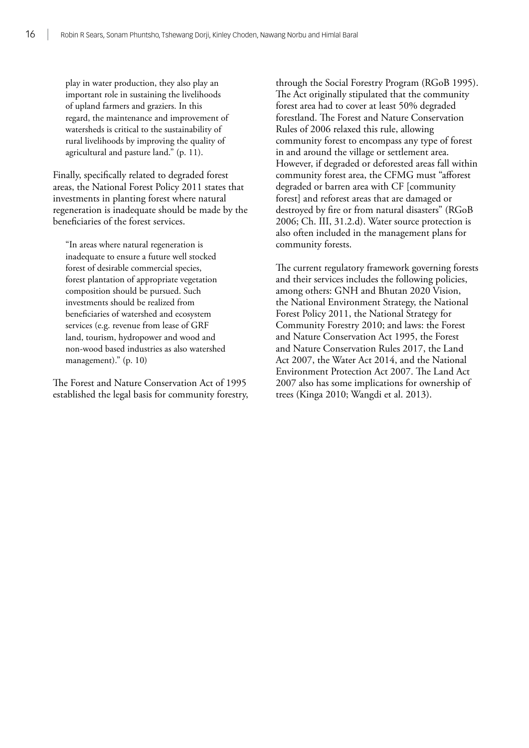play in water production, they also play an important role in sustaining the livelihoods of upland farmers and graziers. In this regard, the maintenance and improvement of watersheds is critical to the sustainability of rural livelihoods by improving the quality of agricultural and pasture land." (p. 11).

Finally, specifically related to degraded forest areas, the National Forest Policy 2011 states that investments in planting forest where natural regeneration is inadequate should be made by the beneficiaries of the forest services.

> "In areas where natural regeneration is inadequate to ensure a future well stocked forest of desirable commercial species, forest plantation of appropriate vegetation composition should be pursued. Such investments should be realized from beneficiaries of watershed and ecosystem services (e.g. revenue from lease of GRF land, tourism, hydropower and wood and non-wood based industries as also watershed management)." (p. 10)

The Forest and Nature Conservation Act of 1995 established the legal basis for community forestry, through the Social Forestry Program (RGoB 1995). The Act originally stipulated that the community forest area had to cover at least 50% degraded forestland. The Forest and Nature Conservation Rules of 2006 relaxed this rule, allowing community forest to encompass any type of forest in and around the village or settlement area. However, if degraded or deforested areas fall within community forest area, the CFMG must "afforest degraded or barren area with CF [community forest] and reforest areas that are damaged or destroyed by fire or from natural disasters" (RGoB 2006; Ch. III, 31.2.d). Water source protection is also often included in the management plans for community forests.

The current regulatory framework governing forests and their services includes the following policies, among others: GNH and Bhutan 2020 Vision, the National Environment Strategy, the National Forest Policy 2011, the National Strategy for Community Forestry 2010; and laws: the Forest and Nature Conservation Act 1995, the Forest and Nature Conservation Rules 2017, the Land Act 2007, the Water Act 2014, and the National Environment Protection Act 2007. The Land Act 2007 also has some implications for ownership of trees (Kinga 2010; Wangdi et al. 2013).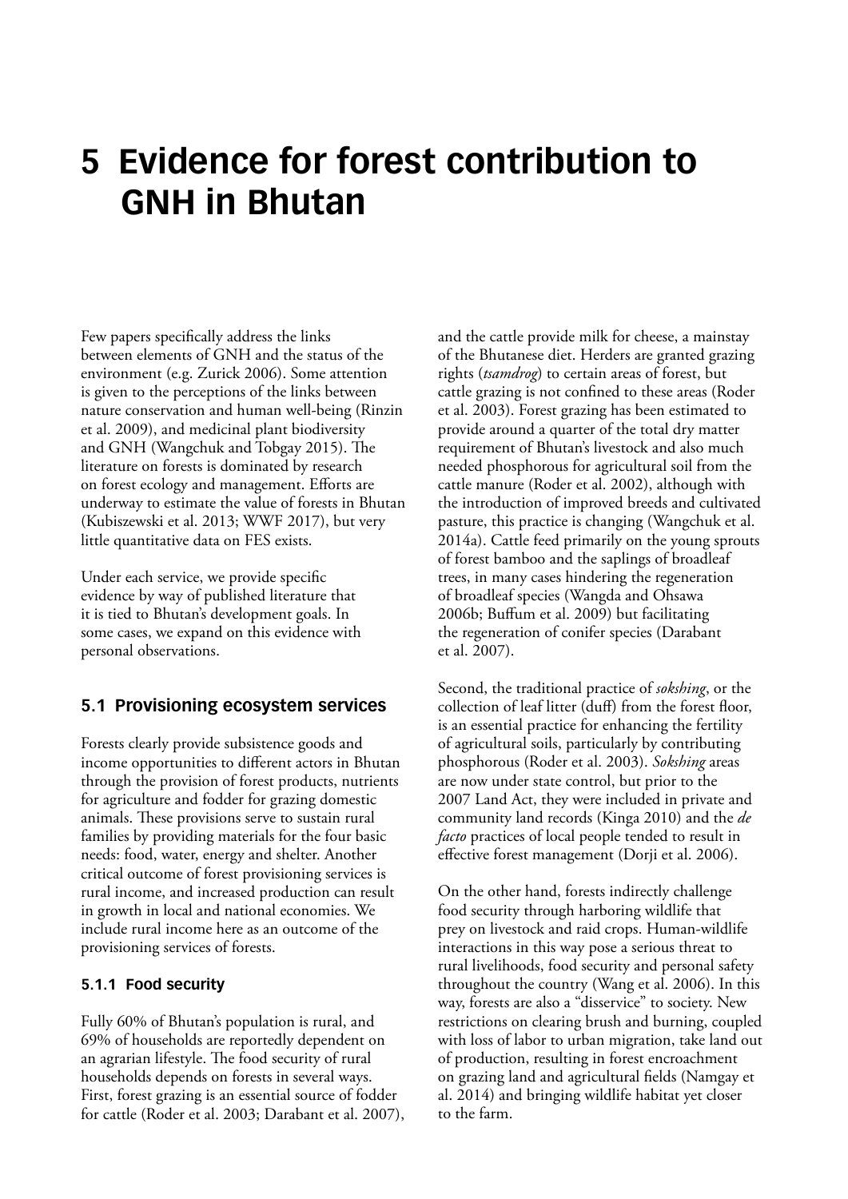# 5 Evidence for forest contribution to GNH in Bhutan

Few papers specifically address the links between elements of GNH and the status of the environment (e.g. Zurick 2006). Some attention is given to the perceptions of the links between nature conservation and human well-being (Rinzin et al. 2009), and medicinal plant biodiversity and GNH (Wangchuk and Tobgay 2015). The literature on forests is dominated by research on forest ecology and management. Efforts are underway to estimate the value of forests in Bhutan (Kubiszewski et al. 2013; WWF 2017), but very little quantitative data on FES exists.

Under each service, we provide specific evidence by way of published literature that it is tied to Bhutan's development goals. In some cases, we expand on this evidence with personal observations.

## 5.1 Provisioning ecosystem services

Forests clearly provide subsistence goods and income opportunities to different actors in Bhutan through the provision of forest products, nutrients for agriculture and fodder for grazing domestic animals. These provisions serve to sustain rural families by providing materials for the four basic needs: food, water, energy and shelter. Another critical outcome of forest provisioning services is rural income, and increased production can result in growth in local and national economies. We include rural income here as an outcome of the provisioning services of forests.

### 5.1.1 Food security

Fully 60% of Bhutan's population is rural, and 69% of households are reportedly dependent on an agrarian lifestyle. The food security of rural households depends on forests in several ways. First, forest grazing is an essential source of fodder for cattle (Roder et al. 2003; Darabant et al. 2007), and the cattle provide milk for cheese, a mainstay of the Bhutanese diet. Herders are granted grazing rights (*tsamdrog*) to certain areas of forest, but cattle grazing is not confined to these areas (Roder et al. 2003). Forest grazing has been estimated to provide around a quarter of the total dry matter requirement of Bhutan's livestock and also much needed phosphorous for agricultural soil from the cattle manure (Roder et al. 2002), although with the introduction of improved breeds and cultivated pasture, this practice is changing (Wangchuk et al. 2014a). Cattle feed primarily on the young sprouts of forest bamboo and the saplings of broadleaf trees, in many cases hindering the regeneration of broadleaf species (Wangda and Ohsawa 2006b; Buffum et al. 2009) but facilitating the regeneration of conifer species (Darabant et al. 2007).

Second, the traditional practice of *sokshing*, or the collection of leaf litter (duff) from the forest floor, is an essential practice for enhancing the fertility of agricultural soils, particularly by contributing phosphorous (Roder et al. 2003). *Sokshing* areas are now under state control, but prior to the 2007 Land Act, they were included in private and community land records (Kinga 2010) and the *de facto* practices of local people tended to result in effective forest management (Dorji et al. 2006).

On the other hand, forests indirectly challenge food security through harboring wildlife that prey on livestock and raid crops. Human-wildlife interactions in this way pose a serious threat to rural livelihoods, food security and personal safety throughout the country (Wang et al. 2006). In this way, forests are also a "disservice" to society. New restrictions on clearing brush and burning, coupled with loss of labor to urban migration, take land out of production, resulting in forest encroachment on grazing land and agricultural fields (Namgay et al. 2014) and bringing wildlife habitat yet closer to the farm.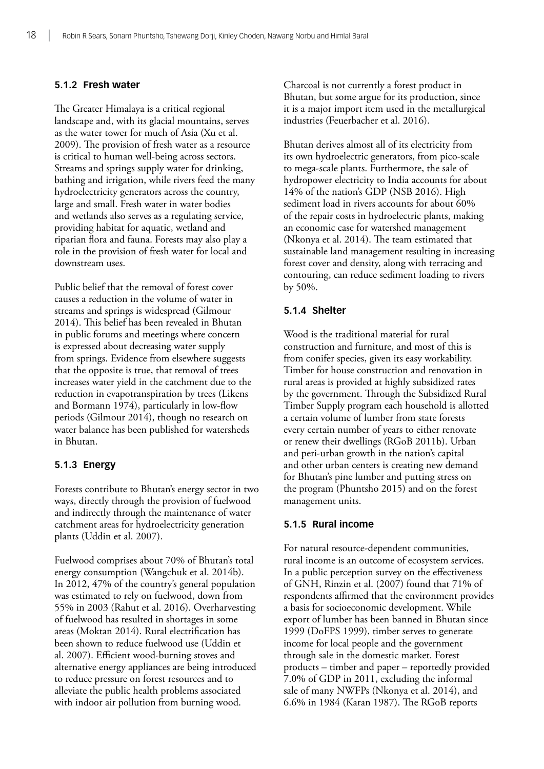### 5.1.2 Fresh water

The Greater Himalaya is a critical regional landscape and, with its glacial mountains, serves as the water tower for much of Asia (Xu et al. 2009). The provision of fresh water as a resource is critical to human well-being across sectors. Streams and springs supply water for drinking, bathing and irrigation, while rivers feed the many hydroelectricity generators across the country, large and small. Fresh water in water bodies and wetlands also serves as a regulating service, providing habitat for aquatic, wetland and riparian flora and fauna. Forests may also play a role in the provision of fresh water for local and downstream uses.

Public belief that the removal of forest cover causes a reduction in the volume of water in streams and springs is widespread (Gilmour 2014). This belief has been revealed in Bhutan in public forums and meetings where concern is expressed about decreasing water supply from springs. Evidence from elsewhere suggests that the opposite is true, that removal of trees increases water yield in the catchment due to the reduction in evapotranspiration by trees (Likens and Bormann 1974), particularly in low-flow periods (Gilmour 2014), though no research on water balance has been published for watersheds in Bhutan.

### 5.1.3 Energy

Forests contribute to Bhutan's energy sector in two ways, directly through the provision of fuelwood and indirectly through the maintenance of water catchment areas for hydroelectricity generation plants (Uddin et al. 2007).

Fuelwood comprises about 70% of Bhutan's total energy consumption (Wangchuk et al. 2014b). In 2012, 47% of the country's general population was estimated to rely on fuelwood, down from 55% in 2003 (Rahut et al. 2016). Overharvesting of fuelwood has resulted in shortages in some areas (Moktan 2014). Rural electrification has been shown to reduce fuelwood use (Uddin et al. 2007). Efficient wood-burning stoves and alternative energy appliances are being introduced to reduce pressure on forest resources and to alleviate the public health problems associated with indoor air pollution from burning wood.

Charcoal is not currently a forest product in Bhutan, but some argue for its production, since it is a major import item used in the metallurgical industries (Feuerbacher et al. 2016).

Bhutan derives almost all of its electricity from its own hydroelectric generators, from pico-scale to mega-scale plants. Furthermore, the sale of hydropower electricity to India accounts for about 14% of the nation's GDP (NSB 2016). High sediment load in rivers accounts for about 60% of the repair costs in hydroelectric plants, making an economic case for watershed management (Nkonya et al. 2014). The team estimated that sustainable land management resulting in increasing forest cover and density, along with terracing and contouring, can reduce sediment loading to rivers by 50%.

### 5.1.4 Shelter

Wood is the traditional material for rural construction and furniture, and most of this is from conifer species, given its easy workability. Timber for house construction and renovation in rural areas is provided at highly subsidized rates by the government. Through the Subsidized Rural Timber Supply program each household is allotted a certain volume of lumber from state forests every certain number of years to either renovate or renew their dwellings (RGoB 2011b). Urban and peri-urban growth in the nation's capital and other urban centers is creating new demand for Bhutan's pine lumber and putting stress on the program (Phuntsho 2015) and on the forest management units.

### 5.1.5 Rural income

For natural resource-dependent communities, rural income is an outcome of ecosystem services. In a public perception survey on the effectiveness of GNH, Rinzin et al. (2007) found that 71% of respondents affirmed that the environment provides a basis for socioeconomic development. While export of lumber has been banned in Bhutan since 1999 (DoFPS 1999), timber serves to generate income for local people and the government through sale in the domestic market. Forest products – timber and paper – reportedly provided 7.0% of GDP in 2011, excluding the informal sale of many NWFPs (Nkonya et al. 2014), and 6.6% in 1984 (Karan 1987). The RGoB reports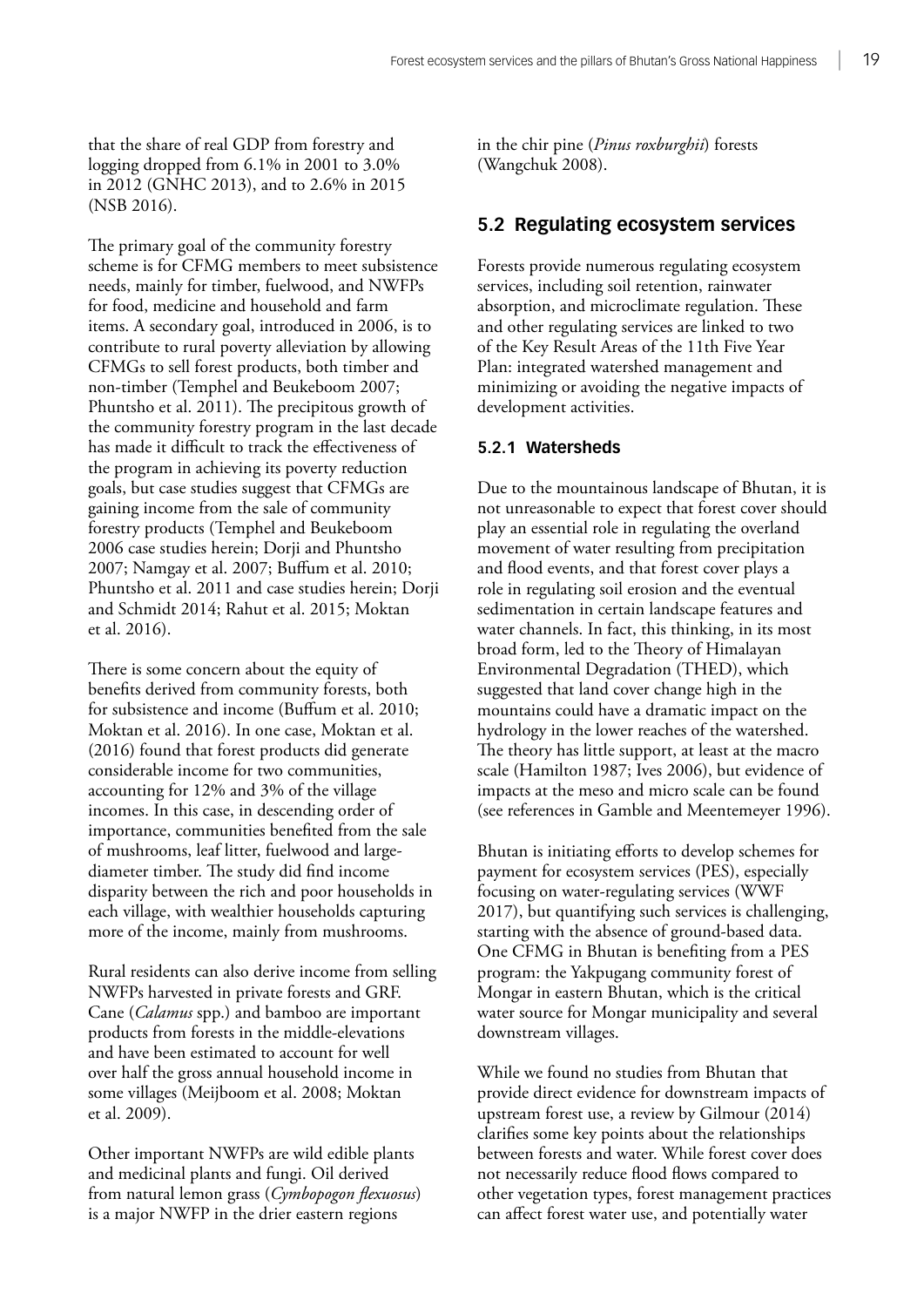that the share of real GDP from forestry and logging dropped from 6.1% in 2001 to 3.0% in 2012 (GNHC 2013), and to 2.6% in 2015 (NSB 2016).

The primary goal of the community forestry scheme is for CFMG members to meet subsistence needs, mainly for timber, fuelwood, and NWFPs for food, medicine and household and farm items. A secondary goal, introduced in 2006, is to contribute to rural poverty alleviation by allowing CFMGs to sell forest products, both timber and non-timber (Temphel and Beukeboom 2007; Phuntsho et al. 2011). The precipitous growth of the community forestry program in the last decade has made it difficult to track the effectiveness of the program in achieving its poverty reduction goals, but case studies suggest that CFMGs are gaining income from the sale of community forestry products (Temphel and Beukeboom 2006 case studies herein; Dorji and Phuntsho 2007; Namgay et al. 2007; Buffum et al. 2010; Phuntsho et al. 2011 and case studies herein; Dorji and Schmidt 2014; Rahut et al. 2015; Moktan et al. 2016).

There is some concern about the equity of benefits derived from community forests, both for subsistence and income (Buffum et al. 2010; Moktan et al. 2016). In one case, Moktan et al. (2016) found that forest products did generate considerable income for two communities, accounting for 12% and 3% of the village incomes. In this case, in descending order of importance, communities benefited from the sale of mushrooms, leaf litter, fuelwood and large-diameter timber. The study did find income disparity between the rich and poor households in each village, with wealthier households capturing more of the income, mainly from mushrooms.

Rural residents can also derive income from selling NWFPs harvested in private forests and GRF. Cane (*Calamus* spp.) and bamboo are important products from forests in the middle-elevations and have been estimated to account for well over half the gross annual household income in some villages (Meijboom et al. 2008; Moktan et al. 2009).

Other important NWFPs are wild edible plants and medicinal plants and fungi. Oil derived from natural lemon grass (*Cymbopogon flexuosus*) is a major NWFP in the drier eastern regions in the chir pine (*Pinus roxburghii*) forests (Wangchuk 2008).

## 5.2 Regulating ecosystem services

Forests provide numerous regulating ecosystem services, including soil retention, rainwater absorption, and microclimate regulation. These and other regulating services are linked to two of the Key Result Areas of the 11th Five Year Plan: integrated watershed management and minimizing or avoiding the negative impacts of development activities.

### 5.2.1 Watersheds

Due to the mountainous landscape of Bhutan, it is not unreasonable to expect that forest cover should play an essential role in regulating the overland movement of water resulting from precipitation and flood events, and that forest cover plays a role in regulating soil erosion and the eventual sedimentation in certain landscape features and water channels. In fact, this thinking, in its most broad form, led to the Theory of Himalayan Environmental Degradation (THED), which suggested that land cover change high in the mountains could have a dramatic impact on the hydrology in the lower reaches of the watershed. The theory has little support, at least at the macro scale (Hamilton 1987; Ives 2006), but evidence of impacts at the meso and micro scale can be found (see references in Gamble and Meentemeyer 1996).

Bhutan is initiating efforts to develop schemes for payment for ecosystem services (PES), especially focusing on water-regulating services (WWF 2017), but quantifying such services is challenging, starting with the absence of ground-based data. One CFMG in Bhutan is benefiting from a PES program: the Yakpugang community forest of Mongar in eastern Bhutan, which is the critical water source for Mongar municipality and several downstream villages.

While we found no studies from Bhutan that provide direct evidence for downstream impacts of upstream forest use, a review by Gilmour (2014) clarifies some key points about the relationships between forests and water. While forest cover does not necessarily reduce flood flows compared to other vegetation types, forest management practices can affect forest water use, and potentially water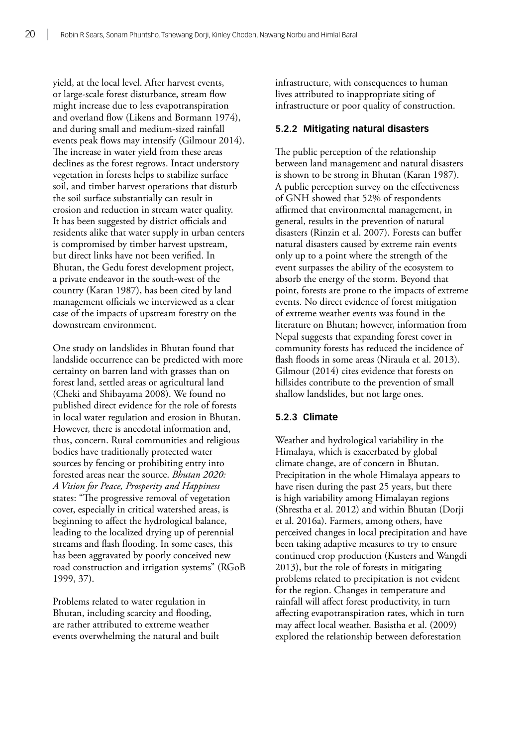yield, at the local level. After harvest events, or large-scale forest disturbance, stream flow might increase due to less evapotranspiration and overland flow (Likens and Bormann 1974), and during small and medium-sized rainfall events peak flows may intensify (Gilmour 2014). The increase in water yield from these areas declines as the forest regrows. Intact understory vegetation in forests helps to stabilize surface soil, and timber harvest operations that disturb the soil surface substantially can result in erosion and reduction in stream water quality. It has been suggested by district officials and residents alike that water supply in urban centers is compromised by timber harvest upstream, but direct links have not been verified. In Bhutan, the Gedu forest development project, a private endeavor in the south-west of the country (Karan 1987), has been cited by land management officials we interviewed as a clear case of the impacts of upstream forestry on the downstream environment.

One study on landslides in Bhutan found that landslide occurrence can be predicted with more certainty on barren land with grasses than on forest land, settled areas or agricultural land (Cheki and Shibayama 2008). We found no published direct evidence for the role of forests in local water regulation and erosion in Bhutan. However, there is anecdotal information and, thus, concern. Rural communities and religious bodies have traditionally protected water sources by fencing or prohibiting entry into forested areas near the source. *Bhutan 2020: A Vision for Peace, Prosperity and Happiness* states: "The progressive removal of vegetation cover, especially in critical watershed areas, is beginning to affect the hydrological balance, leading to the localized drying up of perennial streams and flash flooding. In some cases, this has been aggravated by poorly conceived new road construction and irrigation systems" (RGoB 1999, 37).

Problems related to water regulation in Bhutan, including scarcity and flooding, are rather attributed to extreme weather events overwhelming the natural and built infrastructure, with consequences to human lives attributed to inappropriate siting of infrastructure or poor quality of construction.

### 5.2.2 Mitigating natural disasters

The public perception of the relationship between land management and natural disasters is shown to be strong in Bhutan (Karan 1987). A public perception survey on the effectiveness of GNH showed that 52% of respondents affirmed that environmental management, in general, results in the prevention of natural disasters (Rinzin et al. 2007). Forests can buffer natural disasters caused by extreme rain events only up to a point where the strength of the event surpasses the ability of the ecosystem to absorb the energy of the storm. Beyond that point, forests are prone to the impacts of extreme events. No direct evidence of forest mitigation of extreme weather events was found in the literature on Bhutan; however, information from Nepal suggests that expanding forest cover in community forests has reduced the incidence of flash floods in some areas (Niraula et al. 2013). Gilmour (2014) cites evidence that forests on hillsides contribute to the prevention of small shallow landslides, but not large ones.

### 5.2.3 Climate

Weather and hydrological variability in the Himalaya, which is exacerbated by global climate change, are of concern in Bhutan. Precipitation in the whole Himalaya appears to have risen during the past 25 years, but there is high variability among Himalayan regions (Shrestha et al. 2012) and within Bhutan (Dorji et al. 2016a). Farmers, among others, have perceived changes in local precipitation and have been taking adaptive measures to try to ensure continued crop production (Kusters and Wangdi 2013), but the role of forests in mitigating problems related to precipitation is not evident for the region. Changes in temperature and rainfall will affect forest productivity, in turn affecting evapotranspiration rates, which in turn may affect local weather. Basistha et al. (2009) explored the relationship between deforestation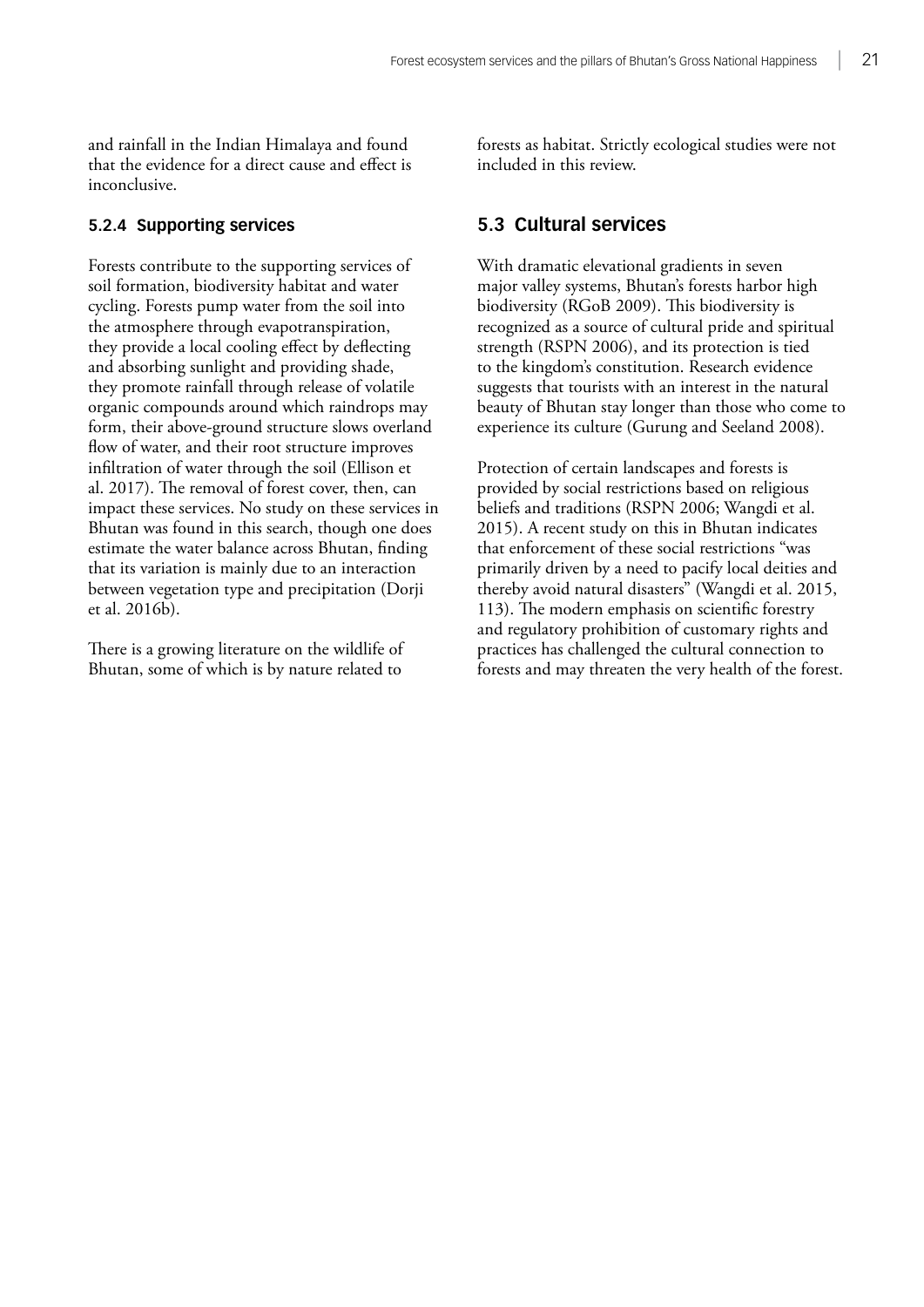and rainfall in the Indian Himalaya and found that the evidence for a direct cause and effect is inconclusive.

### 5.2.4 Supporting services

Forests contribute to the supporting services of soil formation, biodiversity habitat and water cycling. Forests pump water from the soil into the atmosphere through evapotranspiration, they provide a local cooling effect by deflecting and absorbing sunlight and providing shade, they promote rainfall through release of volatile organic compounds around which raindrops may form, their above-ground structure slows overland flow of water, and their root structure improves infiltration of water through the soil (Ellison et al. 2017). The removal of forest cover, then, can impact these services. No study on these services in Bhutan was found in this search, though one does estimate the water balance across Bhutan, finding that its variation is mainly due to an interaction between vegetation type and precipitation (Dorji et al. 2016b).

There is a growing literature on the wildlife of Bhutan, some of which is by nature related to forests as habitat. Strictly ecological studies were not included in this review.

## 5.3 Cultural services

With dramatic elevational gradients in seven major valley systems, Bhutan's forests harbor high biodiversity (RGoB 2009). This biodiversity is recognized as a source of cultural pride and spiritual strength (RSPN 2006), and its protection is tied to the kingdom's constitution. Research evidence suggests that tourists with an interest in the natural beauty of Bhutan stay longer than those who come to experience its culture (Gurung and Seeland 2008).

Protection of certain landscapes and forests is provided by social restrictions based on religious beliefs and traditions (RSPN 2006; Wangdi et al. 2015). A recent study on this in Bhutan indicates that enforcement of these social restrictions "was primarily driven by a need to pacify local deities and thereby avoid natural disasters" (Wangdi et al. 2015, 113). The modern emphasis on scientific forestry and regulatory prohibition of customary rights and practices has challenged the cultural connection to forests and may threaten the very health of the forest.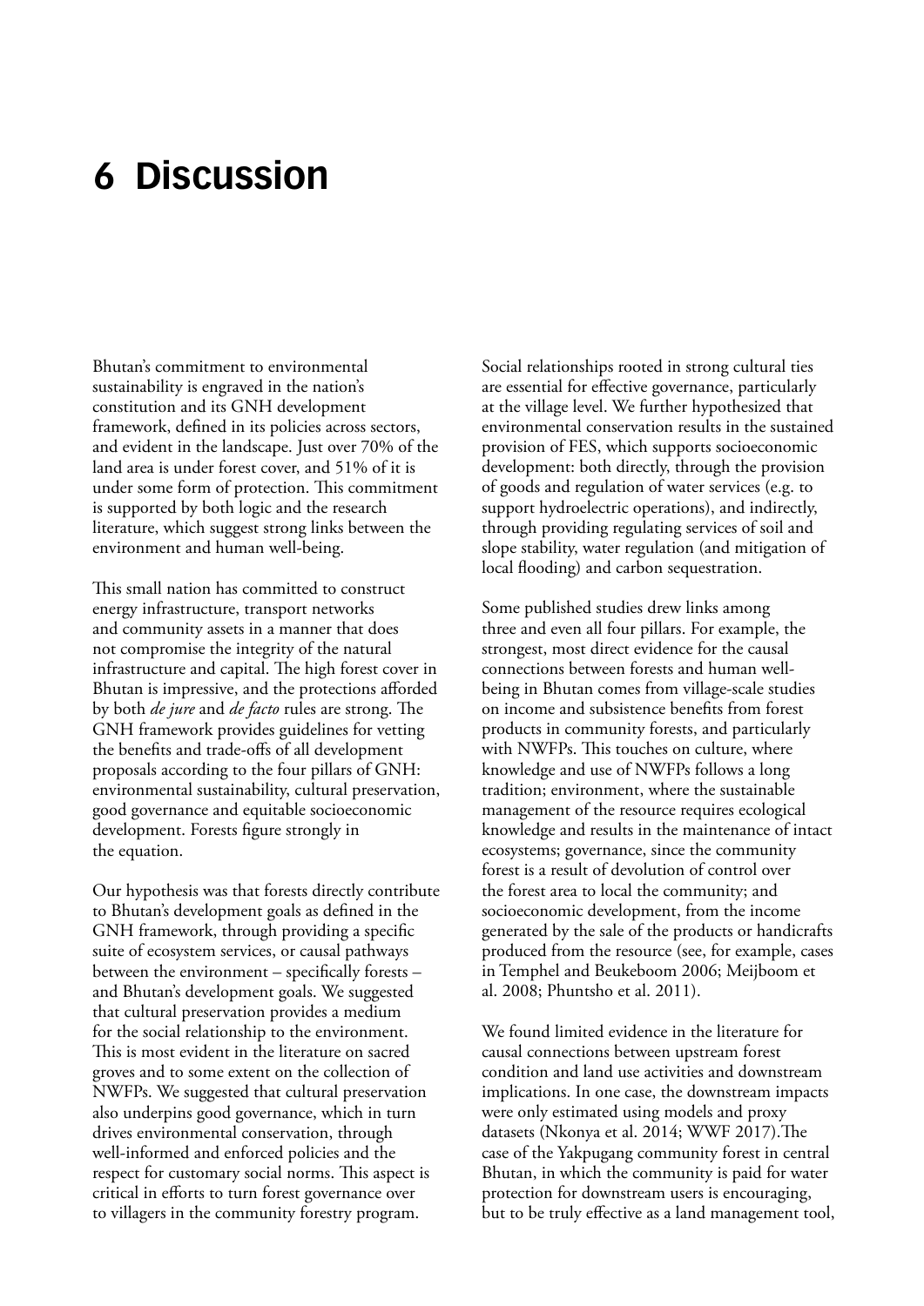# 6 Discussion

Bhutan's commitment to environmental sustainability is engraved in the nation's constitution and its GNH development framework, defined in its policies across sectors, and evident in the landscape. Just over 70% of the land area is under forest cover, and 51% of it is under some form of protection. This commitment is supported by both logic and the research literature, which suggest strong links between the environment and human well-being.

This small nation has committed to construct energy infrastructure, transport networks and community assets in a manner that does not compromise the integrity of the natural infrastructure and capital. The high forest cover in Bhutan is impressive, and the protections afforded by both *de jure* and *de facto* rules are strong. The GNH framework provides guidelines for vetting the benefits and trade-offs of all development proposals according to the four pillars of GNH: environmental sustainability, cultural preservation, good governance and equitable socioeconomic development. Forests figure strongly in the equation.

Our hypothesis was that forests directly contribute to Bhutan's development goals as defined in the GNH framework, through providing a specific suite of ecosystem services, or causal pathways between the environment – specifically forests – and Bhutan's development goals. We suggested that cultural preservation provides a medium for the social relationship to the environment. This is most evident in the literature on sacred groves and to some extent on the collection of NWFPs. We suggested that cultural preservation also underpins good governance, which in turn drives environmental conservation, through well-informed and enforced policies and the respect for customary social norms. This aspect is critical in efforts to turn forest governance over to villagers in the community forestry program. Social relationships rooted in strong cultural ties are essential for effective governance, particularly at the village level. We further hypothesized that environmental conservation results in the sustained provision of FES, which supports socioeconomic development: both directly, through the provision of goods and regulation of water services (e.g. to support hydroelectric operations), and indirectly, through providing regulating services of soil and slope stability, water regulation (and mitigation of local flooding) and carbon sequestration.

Some published studies drew links among three and even all four pillars. For example, the strongest, most direct evidence for the causal connections between forests and human well-being in Bhutan comes from village-scale studies on income and subsistence benefits from forest products in community forests, and particularly with NWFPs. This touches on culture, where knowledge and use of NWFPs follows a long tradition; environment, where the sustainable management of the resource requires ecological knowledge and results in the maintenance of intact ecosystems; governance, since the community forest is a result of devolution of control over the forest area to local the community; and socioeconomic development, from the income generated by the sale of the products or handicrafts produced from the resource (see, for example, cases in Temphel and Beukeboom 2006; Meijboom et al. 2008; Phuntsho et al. 2011).

We found limited evidence in the literature for causal connections between upstream forest condition and land use activities and downstream implications. In one case, the downstream impacts were only estimated using models and proxy datasets (Nkonya et al. 2014; WWF 2017).The case of the Yakpugang community forest in central Bhutan, in which the community is paid for water protection for downstream users is encouraging, but to be truly effective as a land management tool,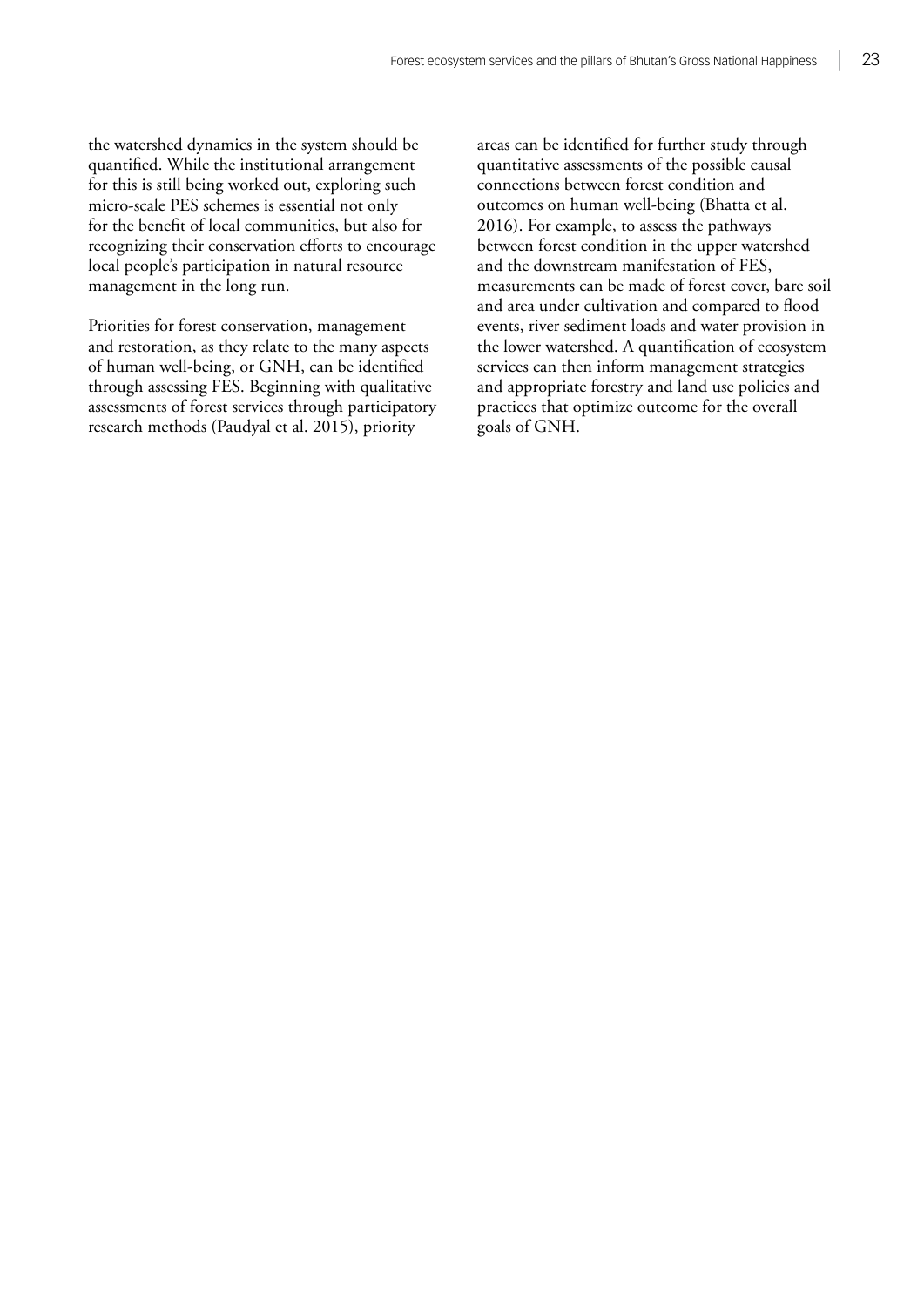the watershed dynamics in the system should be quantified. While the institutional arrangement for this is still being worked out, exploring such micro-scale PES schemes is essential not only for the benefit of local communities, but also for recognizing their conservation efforts to encourage local people's participation in natural resource management in the long run.

Priorities for forest conservation, management and restoration, as they relate to the many aspects of human well-being, or GNH, can be identified through assessing FES. Beginning with qualitative assessments of forest services through participatory research methods (Paudyal et al. 2015), priority areas can be identified for further study through quantitative assessments of the possible causal connections between forest condition and outcomes on human well-being (Bhatta et al. 2016). For example, to assess the pathways between forest condition in the upper watershed and the downstream manifestation of FES, measurements can be made of forest cover, bare soil and area under cultivation and compared to flood events, river sediment loads and water provision in the lower watershed. A quantification of ecosystem services can then inform management strategies and appropriate forestry and land use policies and practices that optimize outcome for the overall goals of GNH.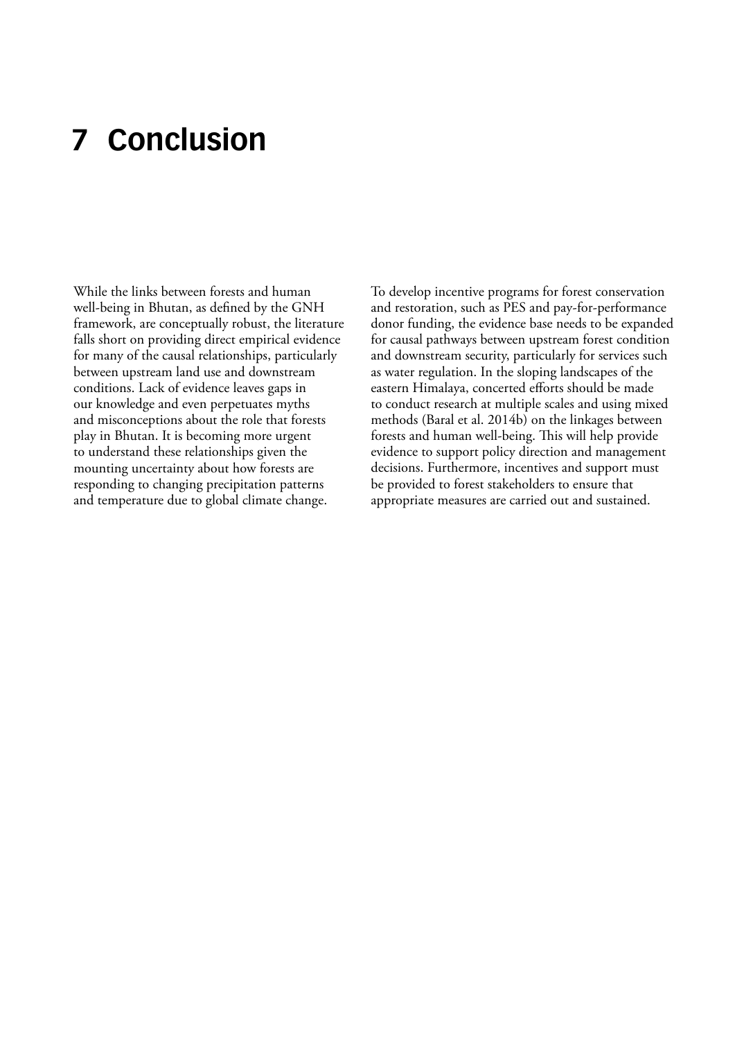# 7 Conclusion

While the links between forests and human well-being in Bhutan, as defined by the GNH framework, are conceptually robust, the literature falls short on providing direct empirical evidence for many of the causal relationships, particularly between upstream land use and downstream conditions. Lack of evidence leaves gaps in our knowledge and even perpetuates myths and misconceptions about the role that forests play in Bhutan. It is becoming more urgent to understand these relationships given the mounting uncertainty about how forests are responding to changing precipitation patterns and temperature due to global climate change.

To develop incentive programs for forest conservation and restoration, such as PES and pay-for-performance donor funding, the evidence base needs to be expanded for causal pathways between upstream forest condition and downstream security, particularly for services such as water regulation. In the sloping landscapes of the eastern Himalaya, concerted efforts should be made to conduct research at multiple scales and using mixed methods (Baral et al. 2014b) on the linkages between forests and human well-being. This will help provide evidence to support policy direction and management decisions. Furthermore, incentives and support must be provided to forest stakeholders to ensure that appropriate measures are carried out and sustained.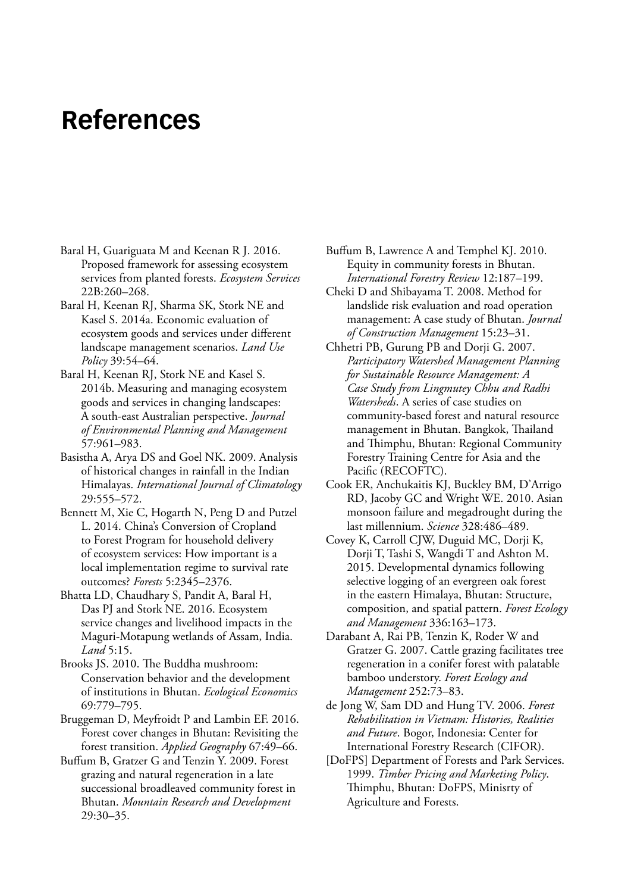# References

Baral H, Guariguata M and Keenan R J. 2016. Proposed framework for assessing ecosystem services from planted forests. *Ecosystem Services* 22B:260–268.

Baral H, Keenan RJ, Sharma SK, Stork NE and Kasel S. 2014a. Economic evaluation of ecosystem goods and services under different landscape management scenarios. *Land Use Policy* 39:54–64.

Baral H, Keenan RJ, Stork NE and Kasel S. 2014b. Measuring and managing ecosystem goods and services in changing landscapes: A south-east Australian perspective. *Journal of Environmental Planning and Management* 57:961–983.

Basistha A, Arya DS and Goel NK. 2009. Analysis of historical changes in rainfall in the Indian Himalayas. *International Journal of Climatology* 29:555–572.

Bennett M, Xie C, Hogarth N, Peng D and Putzel L. 2014. China's Conversion of Cropland to Forest Program for household delivery of ecosystem services: How important is a local implementation regime to survival rate outcomes? *Forests* 5:2345–2376.

Bhatta LD, Chaudhary S, Pandit A, Baral H, Das PJ and Stork NE. 2016. Ecosystem service changes and livelihood impacts in the Maguri-Motapung wetlands of Assam, India. *Land* 5:15.

Brooks JS. 2010. The Buddha mushroom: Conservation behavior and the development of institutions in Bhutan. *Ecological Economics* 69:779–795.

Bruggeman D, Meyfroidt P and Lambin EF. 2016. Forest cover changes in Bhutan: Revisiting the forest transition. *Applied Geography* 67:49–66.

Buffum B, Gratzer G and Tenzin Y. 2009. Forest grazing and natural regeneration in a late successional broadleaved community forest in Bhutan. *Mountain Research and Development* 29:30–35.

Buffum B, Lawrence A and Temphel KJ. 2010. Equity in community forests in Bhutan. *International Forestry Review* 12:187–199.

Cheki D and Shibayama T. 2008. Method for landslide risk evaluation and road operation management: A case study of Bhutan. *Journal of Construction Management* 15:23–31.

Chhetri PB, Gurung PB and Dorji G. 2007. *Participatory Watershed Management Planning for Sustainable Resource Management: A Case Study from Lingmutey Chhu and Radhi Watersheds*. A series of case studies on community-based forest and natural resource management in Bhutan. Bangkok, Thailand and Thimphu, Bhutan: Regional Community Forestry Training Centre for Asia and the Pacific (RECOFTC).

Cook ER, Anchukaitis KJ, Buckley BM, D'Arrigo RD, Jacoby GC and Wright WE. 2010. Asian monsoon failure and megadrought during the last millennium. *Science* 328:486–489.

Covey K, Carroll CJW, Duguid MC, Dorji K, Dorji T, Tashi S, Wangdi T and Ashton M. 2015. Developmental dynamics following selective logging of an evergreen oak forest in the eastern Himalaya, Bhutan: Structure, composition, and spatial pattern. *Forest Ecology and Management* 336:163–173.

Darabant A, Rai PB, Tenzin K, Roder W and Gratzer G. 2007. Cattle grazing facilitates tree regeneration in a conifer forest with palatable bamboo understory. *Forest Ecology and Management* 252:73–83.

de Jong W, Sam DD and Hung TV. 2006. *Forest Rehabilitation in Vietnam: Histories, Realities and Future*. Bogor, Indonesia: Center for International Forestry Research (CIFOR).

[DoFPS] Department of Forests and Park Services. 1999. *Timber Pricing and Marketing Policy*. Thimphu, Bhutan: DoFPS, Minisrty of Agriculture and Forests.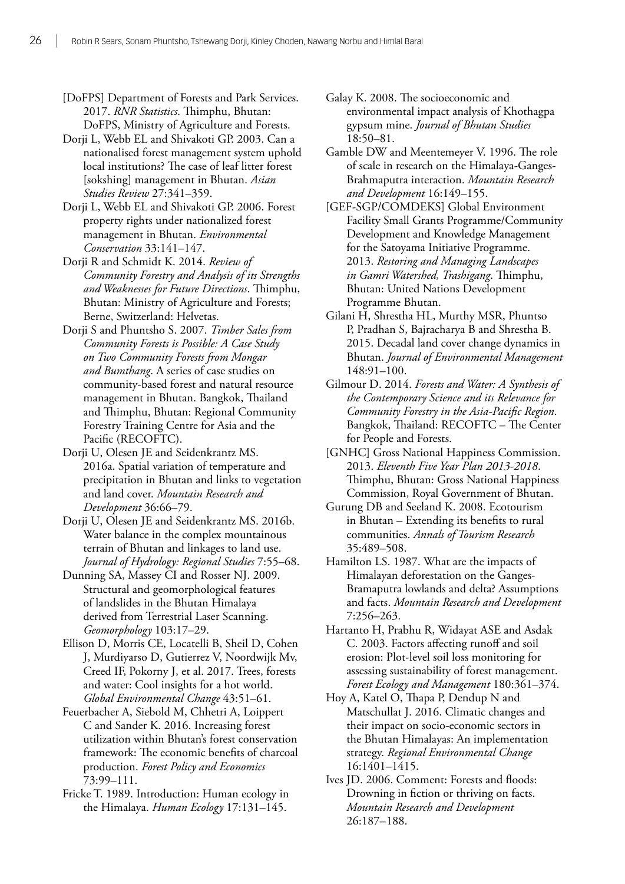[DoFPS] Department of Forests and Park Services. 2017. *RNR Statistics*. Thimphu, Bhutan: DoFPS, Ministry of Agriculture and Forests.

Dorji L, Webb EL and Shivakoti GP. 2003. Can a nationalised forest management system uphold local institutions? The case of leaf litter forest [sokshing] management in Bhutan. *Asian Studies Review* 27:341–359.

Dorji L, Webb EL and Shivakoti GP. 2006. Forest property rights under nationalized forest management in Bhutan. *Environmental Conservation* 33:141–147.

Dorji R and Schmidt K. 2014. *Review of Community Forestry and Analysis of its Strengths and Weaknesses for Future Directions*. Thimphu, Bhutan: Ministry of Agriculture and Forests; Berne, Switzerland: Helvetas.

Dorji S and Phuntsho S. 2007. *Timber Sales from Community Forests is Possible: A Case Study on Two Community Forests from Mongar and Bumthang*. A series of case studies on community-based forest and natural resource management in Bhutan. Bangkok, Thailand and Thimphu, Bhutan: Regional Community Forestry Training Centre for Asia and the Pacific (RECOFTC).

Dorji U, Olesen JE and Seidenkrantz MS. 2016a. Spatial variation of temperature and precipitation in Bhutan and links to vegetation and land cover. *Mountain Research and Development* 36:66–79.

Dorji U, Olesen JE and Seidenkrantz MS. 2016b. Water balance in the complex mountainous terrain of Bhutan and linkages to land use. *Journal of Hydrology: Regional Studies* 7:55–68.

Dunning SA, Massey CI and Rosser NJ. 2009. Structural and geomorphological features of landslides in the Bhutan Himalaya derived from Terrestrial Laser Scanning. *Geomorphology* 103:17–29.

Ellison D, Morris CE, Locatelli B, Sheil D, Cohen J, Murdiyarso D, Gutierrez V, Noordwijk Mv, Creed IF, Pokorny J, et al. 2017. Trees, forests and water: Cool insights for a hot world. *Global Environmental Change* 43:51–61.

Feuerbacher A, Siebold M, Chhetri A, Loippert C and Sander K. 2016. Increasing forest utilization within Bhutan's forest conservation framework: The economic benefits of charcoal production. *Forest Policy and Economics* 73:99–111.

Fricke T. 1989. Introduction: Human ecology in the Himalaya. *Human Ecology* 17:131–145.

Galay K. 2008. The socioeconomic and environmental impact analysis of Khothagpa gypsum mine. *Journal of Bhutan Studies* 18:50–81.

Gamble DW and Meentemeyer V. 1996. The role of scale in research on the Himalaya-Ganges-Brahmaputra interaction. *Mountain Research and Development* 16:149–155.

[GEF-SGP/COMDEKS] Global Environment Facility Small Grants Programme/Community Development and Knowledge Management for the Satoyama Initiative Programme. 2013. *Restoring and Managing Landscapes in Gamri Watershed, Trashigang*. Thimphu, Bhutan: United Nations Development Programme Bhutan.

Gilani H, Shrestha HL, Murthy MSR, Phuntso P, Pradhan S, Bajracharya B and Shrestha B. 2015. Decadal land cover change dynamics in Bhutan. *Journal of Environmental Management* 148:91–100.

Gilmour D. 2014. *Forests and Water: A Synthesis of the Contemporary Science and its Relevance for Community Forestry in the Asia-Pacific Region*. Bangkok, Thailand: RECOFTC – The Center for People and Forests.

[GNHC] Gross National Happiness Commission. 2013. *Eleventh Five Year Plan 2013-2018*. Thimphu, Bhutan: Gross National Happiness Commission, Royal Government of Bhutan.

Gurung DB and Seeland K. 2008. Ecotourism in Bhutan – Extending its benefits to rural communities. *Annals of Tourism Research* 35:489–508.

Hamilton LS. 1987. What are the impacts of Himalayan deforestation on the Ganges-Bramaputra lowlands and delta? Assumptions and facts. *Mountain Research and Development* 7:256–263.

Hartanto H, Prabhu R, Widayat ASE and Asdak C. 2003. Factors affecting runoff and soil erosion: Plot-level soil loss monitoring for assessing sustainability of forest management. *Forest Ecology and Management* 180:361–374.

Hoy A, Katel O, Thapa P, Dendup N and Matschullat J. 2016. Climatic changes and their impact on socio-economic sectors in the Bhutan Himalayas: An implementation strategy. *Regional Environmental Change* 16:1401–1415.

Ives JD. 2006. Comment: Forests and floods: Drowning in fiction or thriving on facts. *Mountain Research and Development* 26:187–188.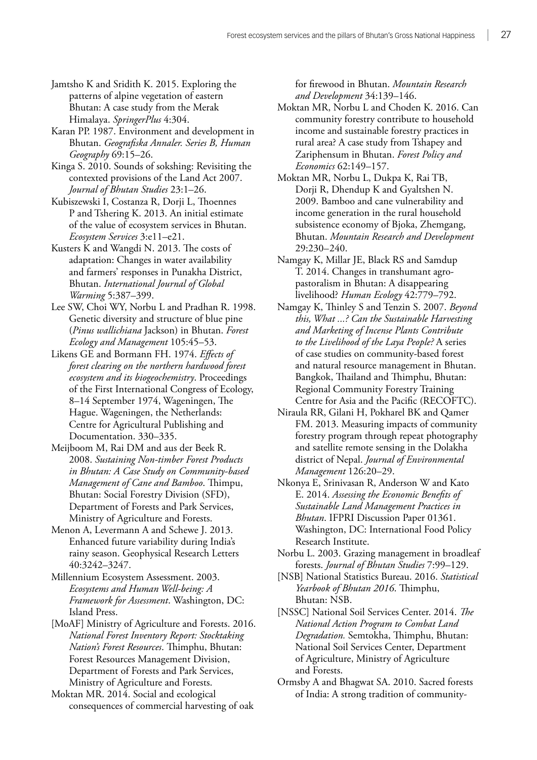Jamtsho K and Sridith K. 2015. Exploring the patterns of alpine vegetation of eastern Bhutan: A case study from the Merak Himalaya. *SpringerPlus* 4:304.

Karan PP. 1987. Environment and development in Bhutan. *Geografiska Annaler. Series B, Human Geography* 69:15–26.

Kinga S. 2010. Sounds of sokshing: Revisiting the contexted provisions of the Land Act 2007. *Journal of Bhutan Studies* 23:1–26.

Kubiszewski I, Costanza R, Dorji L, Thoennes P and Tshering K. 2013. An initial estimate of the value of ecosystem services in Bhutan. *Ecosystem Services* 3:e11–e21.

Kusters K and Wangdi N. 2013. The costs of adaptation: Changes in water availability and farmers' responses in Punakha District, Bhutan. *International Journal of Global Warming* 5:387–399.

Lee SW, Choi WY, Norbu L and Pradhan R. 1998. Genetic diversity and structure of blue pine (*Pinus wallichiana* Jackson) in Bhutan. *Forest Ecology and Management* 105:45–53.

Likens GE and Bormann FH. 1974. *Effects of forest clearing on the northern hardwood forest ecosystem and its biogeochemistry*. Proceedings of the First International Congress of Ecology, 8–14 September 1974, Wageningen, The Hague. Wageningen, the Netherlands: Centre for Agricultural Publishing and Documentation. 330–335.

Meijboom M, Rai DM and aus der Beek R. 2008. *Sustaining Non-timber Forest Products in Bhutan: A Case Study on Community-based Management of Cane and Bamboo*. Thimpu, Bhutan: Social Forestry Division (SFD), Department of Forests and Park Services, Ministry of Agriculture and Forests.

Menon A, Levermann A and Schewe J. 2013. Enhanced future variability during India's rainy season. Geophysical Research Letters 40:3242–3247.

Millennium Ecosystem Assessment. 2003. *Ecosystems and Human Well-being: A Framework for Assessment*. Washington, DC: Island Press.

[MoAF] Ministry of Agriculture and Forests. 2016. *National Forest Inventory Report: Stocktaking Nation's Forest Resources*. Thimphu, Bhutan: Forest Resources Management Division, Department of Forests and Park Services, Ministry of Agriculture and Forests.

Moktan MR. 2014. Social and ecological consequences of commercial harvesting of oak for firewood in Bhutan. *Mountain Research and Development* 34:139–146.

Moktan MR, Norbu L and Choden K. 2016. Can community forestry contribute to household income and sustainable forestry practices in rural area? A case study from Tshapey and Zariphensum in Bhutan. *Forest Policy and Economics* 62:149–157.

Moktan MR, Norbu L, Dukpa K, Rai TB, Dorji R, Dhendup K and Gyaltshen N. 2009. Bamboo and cane vulnerability and income generation in the rural household subsistence economy of Bjoka, Zhemgang, Bhutan. *Mountain Research and Development* 29:230–240.

Namgay K, Millar JE, Black RS and Samdup T. 2014. Changes in transhumant agro-pastoralism in Bhutan: A disappearing livelihood? *Human Ecology* 42:779–792.

Namgay K, Thinley S and Tenzin S. 2007. *Beyond this, What ...? Can the Sustainable Harvesting and Marketing of Incense Plants Contribute to the Livelihood of the Laya People?* A series of case studies on community-based forest and natural resource management in Bhutan. Bangkok, Thailand and Thimphu, Bhutan: Regional Community Forestry Training Centre for Asia and the Pacific (RECOFTC).

Niraula RR, Gilani H, Pokharel BK and Qamer FM. 2013. Measuring impacts of community forestry program through repeat photography and satellite remote sensing in the Dolakha district of Nepal. *Journal of Environmental Management* 126:20–29.

Nkonya E, Srinivasan R, Anderson W and Kato E. 2014. *Assessing the Economic Benefits of Sustainable Land Management Practices in Bhutan*. IFPRI Discussion Paper 01361. Washington, DC: International Food Policy Research Institute.

Norbu L. 2003. Grazing management in broadleaf forests. *Journal of Bhutan Studies* 7:99–129.

[NSB] National Statistics Bureau. 2016. *Statistical Yearbook of Bhutan 2016*. Thimphu, Bhutan: NSB.

[NSSC] National Soil Services Center. 2014. *The National Action Program to Combat Land Degradation.* Semtokha, Thimphu, Bhutan: National Soil Services Center, Department of Agriculture, Ministry of Agriculture and Forests.

Ormsby A and Bhagwat SA. 2010. Sacred forests of India: A strong tradition of community-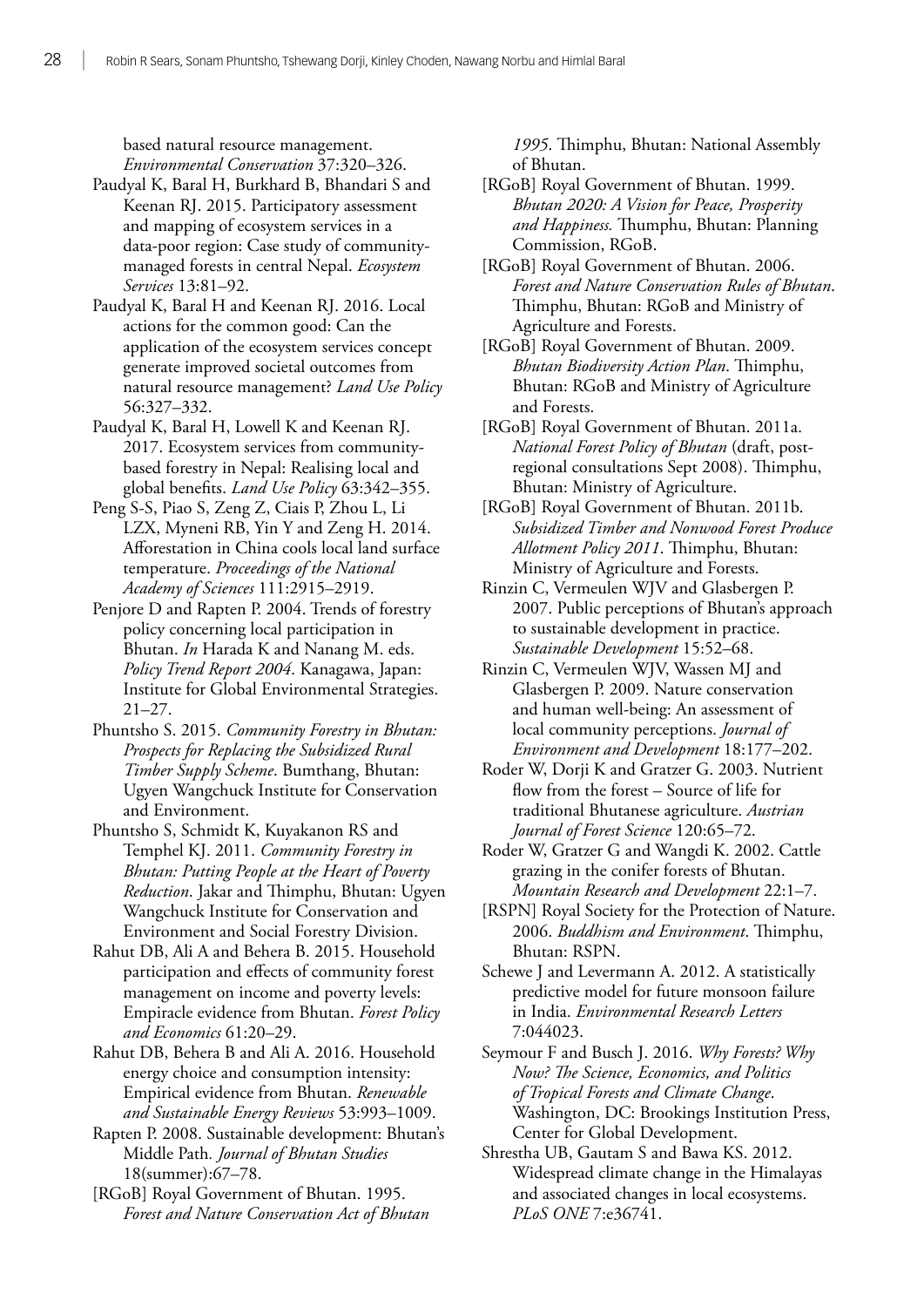based natural resource management. *Environmental Conservation* 37:320–326.

Paudyal K, Baral H, Burkhard B, Bhandari S and Keenan RJ. 2015. Participatory assessment and mapping of ecosystem services in a data-poor region: Case study of community-managed forests in central Nepal. *Ecosystem Services* 13:81–92.

Paudyal K, Baral H and Keenan RJ. 2016. Local actions for the common good: Can the application of the ecosystem services concept generate improved societal outcomes from natural resource management? *Land Use Policy* 56:327–332.

Paudyal K, Baral H, Lowell K and Keenan RJ. 2017. Ecosystem services from community-based forestry in Nepal: Realising local and global benefits. *Land Use Policy* 63:342–355.

Peng S-S, Piao S, Zeng Z, Ciais P, Zhou L, Li LZX, Myneni RB, Yin Y and Zeng H. 2014. Afforestation in China cools local land surface temperature. *Proceedings of the National Academy of Sciences* 111:2915–2919.

Penjore D and Rapten P. 2004. Trends of forestry policy concerning local participation in Bhutan. *In* Harada K and Nanang M. eds. *Policy Trend Report 2004*. Kanagawa, Japan: Institute for Global Environmental Strategies. 21–27.

Phuntsho S. 2015. *Community Forestry in Bhutan: Prospects for Replacing the Subsidized Rural Timber Supply Scheme*. Bumthang, Bhutan: Ugyen Wangchuck Institute for Conservation and Environment.

Phuntsho S, Schmidt K, Kuyakanon RS and Temphel KJ. 2011. *Community Forestry in Bhutan: Putting People at the Heart of Poverty Reduction*. Jakar and Thimphu, Bhutan: Ugyen Wangchuck Institute for Conservation and Environment and Social Forestry Division.

Rahut DB, Ali A and Behera B. 2015. Household participation and effects of community forest management on income and poverty levels: Empiracle evidence from Bhutan. *Forest Policy and Economics* 61:20–29.

Rahut DB, Behera B and Ali A. 2016. Household energy choice and consumption intensity: Empirical evidence from Bhutan. *Renewable and Sustainable Energy Reviews* 53:993–1009.

Rapten P. 2008. Sustainable development: Bhutan's Middle Path. *Journal of Bhutan Studies* 18(summer):67–78.

[RGoB] Royal Government of Bhutan. 1995. *Forest and Nature Conservation Act of Bhutan 1995*. Thimphu, Bhutan: National Assembly of Bhutan.

[RGoB] Royal Government of Bhutan. 1999. *Bhutan 2020: A Vision for Peace, Prosperity and Happiness.* Thumphu, Bhutan: Planning Commission, RGoB.

[RGoB] Royal Government of Bhutan. 2006. *Forest and Nature Conservation Rules of Bhutan*. Thimphu, Bhutan: RGoB and Ministry of Agriculture and Forests.

[RGoB] Royal Government of Bhutan. 2009. *Bhutan Biodiversity Action Plan*. Thimphu, Bhutan: RGoB and Ministry of Agriculture and Forests.

[RGoB] Royal Government of Bhutan. 2011a. *National Forest Policy of Bhutan* (draft, post-regional consultations Sept 2008). Thimphu, Bhutan: Ministry of Agriculture.

[RGoB] Royal Government of Bhutan. 2011b. *Subsidized Timber and Nonwood Forest Produce Allotment Policy 2011*. Thimphu, Bhutan: Ministry of Agriculture and Forests.

Rinzin C, Vermeulen WJV and Glasbergen P. 2007. Public perceptions of Bhutan's approach to sustainable development in practice. *Sustainable Development* 15:52–68.

Rinzin C, Vermeulen WJV, Wassen MJ and Glasbergen P. 2009. Nature conservation and human well-being: An assessment of local community perceptions. *Journal of Environment and Development* 18:177–202.

Roder W, Dorji K and Gratzer G. 2003. Nutrient flow from the forest – Source of life for traditional Bhutanese agriculture. *Austrian Journal of Forest Science* 120:65–72.

Roder W, Gratzer G and Wangdi K. 2002. Cattle grazing in the conifer forests of Bhutan. *Mountain Research and Development* 22:1–7.

[RSPN] Royal Society for the Protection of Nature. 2006. *Buddhism and Environment*. Thimphu, Bhutan: RSPN.

Schewe J and Levermann A. 2012. A statistically predictive model for future monsoon failure in India. *Environmental Research Letters* 7:044023.

Seymour F and Busch J. 2016. *Why Forests? Why Now? The Science, Economics, and Politics of Tropical Forests and Climate Change*. Washington, DC: Brookings Institution Press, Center for Global Development.

Shrestha UB, Gautam S and Bawa KS. 2012. Widespread climate change in the Himalayas and associated changes in local ecosystems. *PLoS ONE* 7:e36741.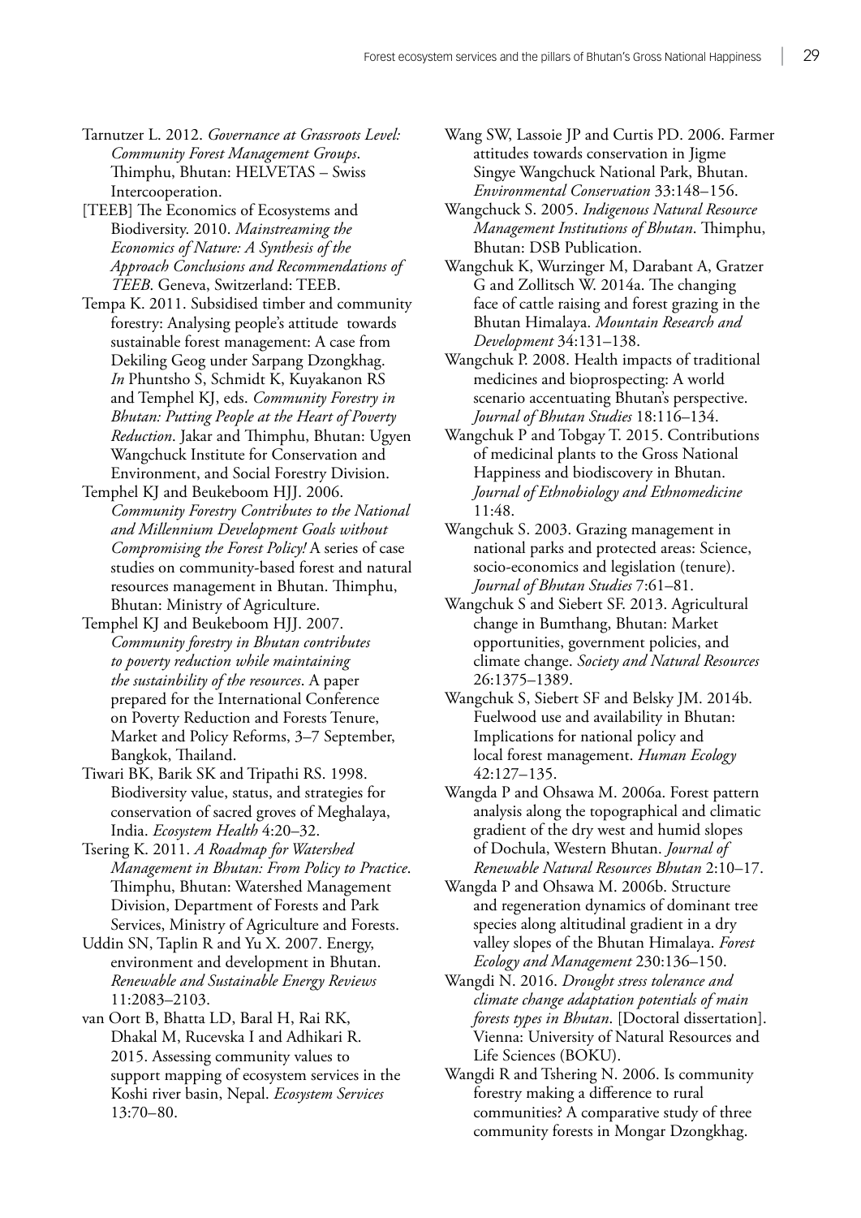Tarnutzer L. 2012. *Governance at Grassroots Level: Community Forest Management Groups*. Thimphu, Bhutan: HELVETAS – Swiss Intercooperation.

[TEEB] The Economics of Ecosystems and Biodiversity. 2010. *Mainstreaming the Economics of Nature: A Synthesis of the Approach Conclusions and Recommendations of TEEB*. Geneva, Switzerland: TEEB.

Tempa K. 2011. Subsidised timber and community forestry: Analysing people's attitude towards sustainable forest management: A case from Dekiling Geog under Sarpang Dzongkhag. *In* Phuntsho S, Schmidt K, Kuyakanon RS and Temphel KJ, eds. *Community Forestry in Bhutan: Putting People at the Heart of Poverty Reduction*. Jakar and Thimphu, Bhutan: Ugyen Wangchuck Institute for Conservation and Environment, and Social Forestry Division.

Temphel KJ and Beukeboom HJJ. 2006. *Community Forestry Contributes to the National and Millennium Development Goals without Compromising the Forest Policy!* A series of case studies on community-based forest and natural resources management in Bhutan. Thimphu, Bhutan: Ministry of Agriculture.

Temphel KJ and Beukeboom HJJ. 2007. *Community forestry in Bhutan contributes to poverty reduction while maintaining the sustainbility of the resources*. A paper prepared for the International Conference on Poverty Reduction and Forests Tenure, Market and Policy Reforms, 3–7 September, Bangkok, Thailand.

Tiwari BK, Barik SK and Tripathi RS. 1998. Biodiversity value, status, and strategies for conservation of sacred groves of Meghalaya, India. *Ecosystem Health* 4:20–32.

Tsering K. 2011. *A Roadmap for Watershed Management in Bhutan: From Policy to Practice*. Thimphu, Bhutan: Watershed Management Division, Department of Forests and Park Services, Ministry of Agriculture and Forests.

Uddin SN, Taplin R and Yu X. 2007. Energy, environment and development in Bhutan. *Renewable and Sustainable Energy Reviews* 11:2083–2103.

van Oort B, Bhatta LD, Baral H, Rai RK, Dhakal M, Rucevska I and Adhikari R. 2015. Assessing community values to support mapping of ecosystem services in the Koshi river basin, Nepal. *Ecosystem Services* 13:70–80.

Wang SW, Lassoie JP and Curtis PD. 2006. Farmer attitudes towards conservation in Jigme Singye Wangchuck National Park, Bhutan. *Environmental Conservation* 33:148–156.

Wangchuck S. 2005. *Indigenous Natural Resource Management Institutions of Bhutan*. Thimphu, Bhutan: DSB Publication.

Wangchuk K, Wurzinger M, Darabant A, Gratzer G and Zollitsch W. 2014a. The changing face of cattle raising and forest grazing in the Bhutan Himalaya. *Mountain Research and Development* 34:131–138.

Wangchuk P. 2008. Health impacts of traditional medicines and bioprospecting: A world scenario accentuating Bhutan's perspective. *Journal of Bhutan Studies* 18:116–134.

Wangchuk P and Tobgay T. 2015. Contributions of medicinal plants to the Gross National Happiness and biodiscovery in Bhutan. *Journal of Ethnobiology and Ethnomedicine* 11:48.

Wangchuk S. 2003. Grazing management in national parks and protected areas: Science, socio-economics and legislation (tenure). *Journal of Bhutan Studies* 7:61–81.

Wangchuk S and Siebert SF. 2013. Agricultural change in Bumthang, Bhutan: Market opportunities, government policies, and climate change. *Society and Natural Resources* 26:1375–1389.

Wangchuk S, Siebert SF and Belsky JM. 2014b. Fuelwood use and availability in Bhutan: Implications for national policy and local forest management. *Human Ecology* 42:127–135.

Wangda P and Ohsawa M. 2006a. Forest pattern analysis along the topographical and climatic gradient of the dry west and humid slopes of Dochula, Western Bhutan. *Journal of Renewable Natural Resources Bhutan* 2:10–17.

Wangda P and Ohsawa M. 2006b. Structure and regeneration dynamics of dominant tree species along altitudinal gradient in a dry valley slopes of the Bhutan Himalaya. *Forest Ecology and Management* 230:136–150.

Wangdi N. 2016. *Drought stress tolerance and climate change adaptation potentials of main forests types in Bhutan*. [Doctoral dissertation]. Vienna: University of Natural Resources and Life Sciences (BOKU).

Wangdi R and Tshering N. 2006. Is community forestry making a difference to rural communities? A comparative study of three community forests in Mongar Dzongkhag.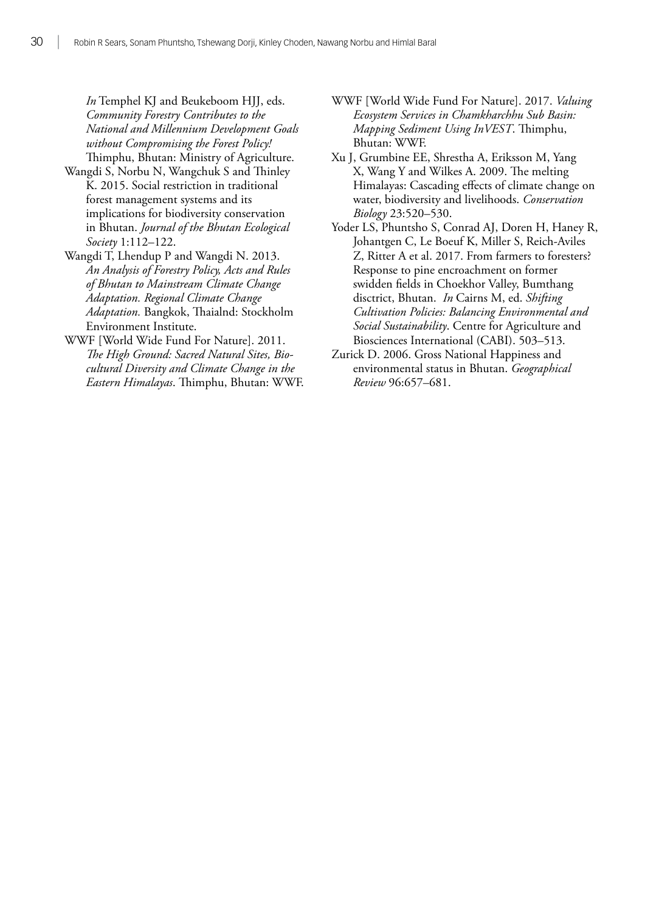*In* Temphel KJ and Beukeboom HJJ, eds. *Community Forestry Contributes to the National and Millennium Development Goals without Compromising the Forest Policy!* Thimphu, Bhutan: Ministry of Agriculture.

Wangdi S, Norbu N, Wangchuk S and Thinley K. 2015. Social restriction in traditional forest management systems and its implications for biodiversity conservation in Bhutan. *Journal of the Bhutan Ecological Society* 1:112–122.

Wangdi T, Lhendup P and Wangdi N. 2013. *An Analysis of Forestry Policy, Acts and Rules of Bhutan to Mainstream Climate Change Adaptation. Regional Climate Change Adaptation.* Bangkok, Thaialnd: Stockholm Environment Institute.

WWF [World Wide Fund For Nature]. 2011. *The High Ground: Sacred Natural Sites, Bio-cultural Diversity and Climate Change in the Eastern Himalayas*. Thimphu, Bhutan: WWF.

WWF [World Wide Fund For Nature]. 2017. *Valuing Ecosystem Services in Chamkharchhu Sub Basin: Mapping Sediment Using InVEST*. Thimphu, Bhutan: WWF.

Xu J, Grumbine EE, Shrestha A, Eriksson M, Yang X, Wang Y and Wilkes A. 2009. The melting Himalayas: Cascading effects of climate change on water, biodiversity and livelihoods. *Conservation Biology* 23:520–530.

Yoder LS, Phuntsho S, Conrad AJ, Doren H, Haney R, Johantgen C, Le Boeuf K, Miller S, Reich-Aviles Z, Ritter A et al. 2017. From farmers to foresters? Response to pine encroachment on former swidden fields in Choekhor Valley, Bumthang disctrict, Bhutan. *In* Cairns M, ed. *Shifting Cultivation Policies: Balancing Environmental and Social Sustainability*. Centre for Agriculture and Biosciences International (CABI). 503–513.

Zurick D. 2006. Gross National Happiness and environmental status in Bhutan. *Geographical Review* 96:657–681.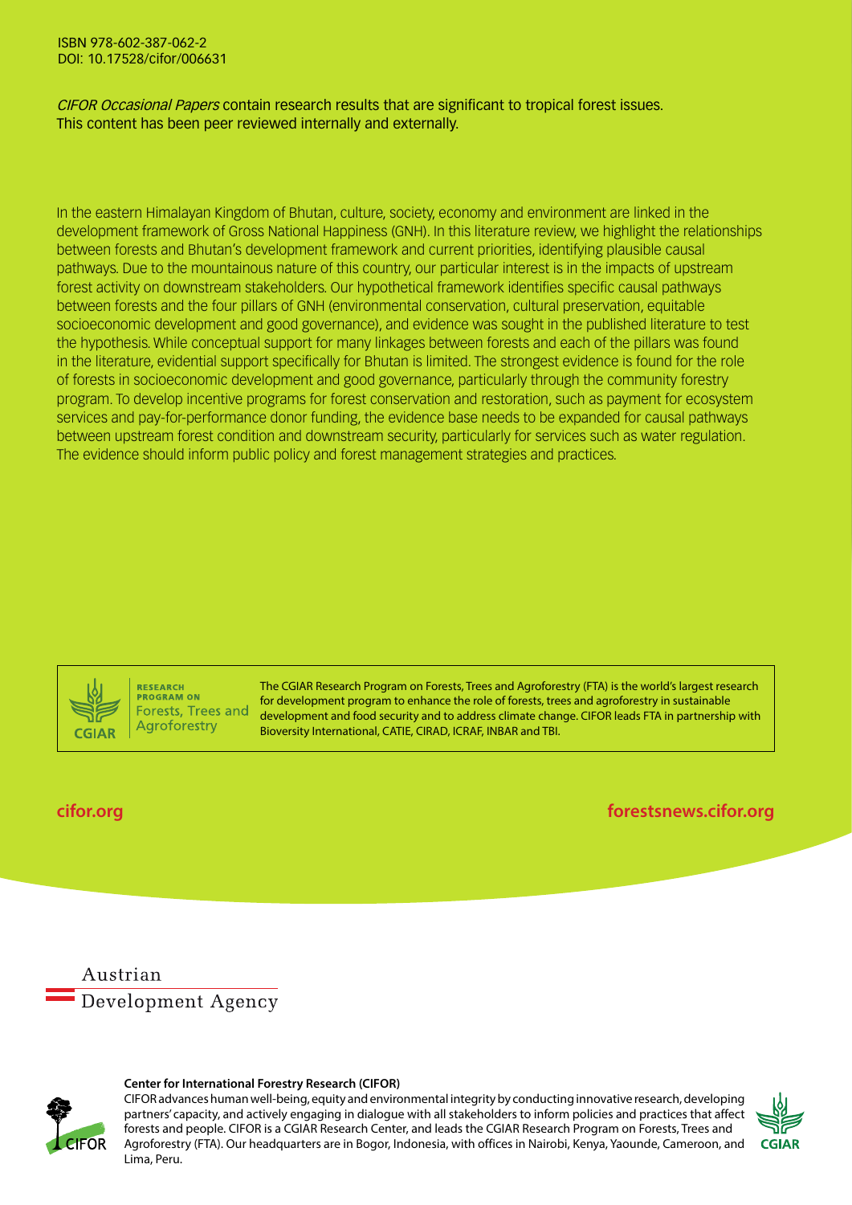ISBN 978-602-387-062-2
DOI: 10.17528/cifor/006631

*CIFOR Occasional Papers* contain research results that are significant to tropical forest issues. This content has been peer reviewed internally and externally.

In the eastern Himalayan Kingdom of Bhutan, culture, society, economy and environment are linked in the development framework of Gross National Happiness (GNH). In this literature review, we highlight the relationships between forests and Bhutan's development framework and current priorities, identifying plausible causal pathways. Due to the mountainous nature of this country, our particular interest is in the impacts of upstream forest activity on downstream stakeholders. Our hypothetical framework identifies specific causal pathways between forests and the four pillars of GNH (environmental conservation, cultural preservation, equitable socioeconomic development and good governance), and evidence was sought in the published literature to test the hypothesis. While conceptual support for many linkages between forests and each of the pillars was found in the literature, evidential support specifically for Bhutan is limited. The strongest evidence is found for the role of forests in socioeconomic development and good governance, particularly through the community forestry program. To develop incentive programs for forest conservation and restoration, such as payment for ecosystem services and pay-for-performance donor funding, the evidence base needs to be expanded for causal pathways between upstream forest condition and downstream security, particularly for services such as water regulation. The evidence should inform public policy and forest management strategies and practices.

RESEARCH PROGRAM ON Forests, Trees and Agroforestry

The CGIAR Research Program on Forests, Trees and Agroforestry (FTA) is the world's largest research for development program to enhance the role of forests, trees and agroforestry in sustainable development and food security and to address climate change. CIFOR leads FTA in partnership with Bioversity International, CATIE, CIRAD, ICRAF, INBAR and TBI.

**cifor.org** **forestsnews.cifor.org**

Austrian Development Agency

**Center for International Forestry Research (CIFOR)**
CIFOR advances human well-being, equity and environmental integrity by conducting innovative research, developing partners' capacity, and actively engaging in dialogue with all stakeholders to inform policies and practices that affect forests and people. CIFOR is a CGIAR Research Center, and leads the CGIAR Research Program on Forests, Trees and Agroforestry (FTA). Our headquarters are in Bogor, Indonesia, with offices in Nairobi, Kenya, Yaounde, Cameroon, and Lima, Peru.